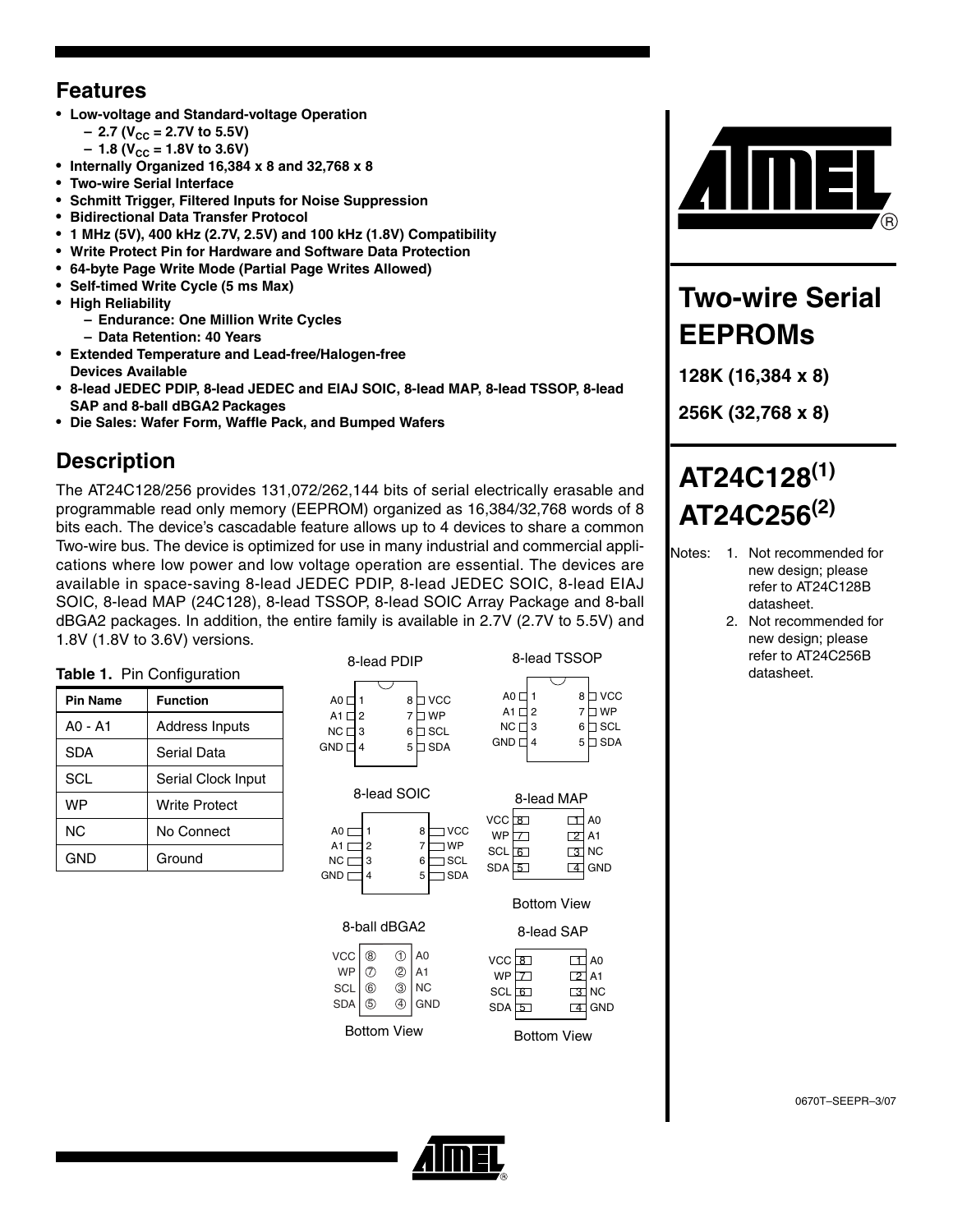## Features

- **Low-voltage and Standard-voltage Operation**
  - **– 2.7 ($V_{CC}$ = 2.7V to 5.5V)**
  - **– 1.8 ($V_{CC}$ = 1.8V to 3.6V)**
- **Internally Organized 16,384 x 8 and 32,768 x 8**
- **Two-wire Serial Interface**
- **Schmitt Trigger, Filtered Inputs for Noise Suppression**
- **Bidirectional Data Transfer Protocol**
- **1 MHz (5V), 400 kHz (2.7V, 2.5V) and 100 kHz (1.8V) Compatibility**
- **Write Protect Pin for Hardware and Software Data Protection**
- **64-byte Page Write Mode (Partial Page Writes Allowed)**
- **Self-timed Write Cycle (5 ms Max)**
- **High Reliability**
  - **– Endurance: One Million Write Cycles**
  - **– Data Retention: 40 Years**
- **Extended Temperature and Lead-free/Halogen-free Devices Available**
- **8-lead JEDEC PDIP, 8-lead JEDEC and EIAJ SOIC, 8-lead MAP, 8-lead TSSOP, 8-lead SAP and 8-ball dBGA2 Packages**
- **Die Sales: Wafer Form, Waffle Pack, and Bumped Wafers**

# Two-wire Serial EEPROMs

**128K (16,384 x 8)**

**256K (32,768 x 8)**

# AT24C128(1) AT24C256(2)

Notes:
1. Not recommended for new design; please refer to AT24C128B datasheet.
2. Not recommended for new design; please refer to AT24C256B datasheet.

## Description

The AT24C128/256 provides 131,072/262,144 bits of serial electrically erasable and programmable read only memory (EEPROM) organized as 16,384/32,768 words of 8 bits each. The device's cascadable feature allows up to 4 devices to share a common Two-wire bus. The device is optimized for use in many industrial and commercial applications where low power and low voltage operation are essential. The devices are available in space-saving 8-lead JEDEC PDIP, 8-lead JEDEC SOIC, 8-lead EIAJ SOIC, 8-lead MAP (24C128), 8-lead TSSOP, 8-lead SOIC Array Package and 8-ball dBGA2 packages. In addition, the entire family is available in 2.7V (2.7V to 5.5V) and 1.8V (1.8V to 3.6V) versions.

**Table 1.** Pin Configuration

| Pin Name | Function |
|---|---|
| A0 - A1 | Address Inputs |
| SDA | Serial Data |
| SCL | Serial Clock Input |
| WP | Write Protect |
| NC | No Connect |
| GND | Ground |

8-lead PDIP

| Pin | Name | Pin | Name |
|---|---|---|---|
| 1 | A0 | 8 | VCC |
| 2 | A1 | 7 | WP |
| 3 | NC | 6 | SCL |
| 4 | GND | 5 | SDA |

8-lead TSSOP

| Pin | Name | Pin | Name |
|---|---|---|---|
| 1 | A0 | 8 | VCC |
| 2 | A1 | 7 | WP |
| 3 | NC | 6 | SCL |
| 4 | GND | 5 | SDA |

8-lead SOIC

| Pin | Name | Pin | Name |
|---|---|---|---|
| 1 | A0 | 8 | VCC |
| 2 | A1 | 7 | WP |
| 3 | NC | 6 | SCL |
| 4 | GND | 5 | SDA |

8-lead MAP (Bottom View)

| Name | Pin | Pin | Name |
|---|---|---|---|
| VCC | 8 | 1 | A0 |
| WP | 7 | 2 | A1 |
| SCL | 6 | 3 | NC |
| SDA | 5 | 4 | GND |

8-ball dBGA2 (Bottom View)

| Name | Ball | Ball | Name |
|---|---|---|---|
| VCC | 8 | 1 | A0 |
| WP | 7 | 2 | A1 |
| SCL | 6 | 3 | NC |
| SDA | 5 | 4 | GND |

8-lead SAP (Bottom View)

| Name | Pin | Pin | Name |
|---|---|---|---|
| VCC | 8 | 1 | A0 |
| WP | 7 | 2 | A1 |
| SCL | 6 | 3 | NC |
| SDA | 5 | 4 | GND |

0670T–SEEPR–3/07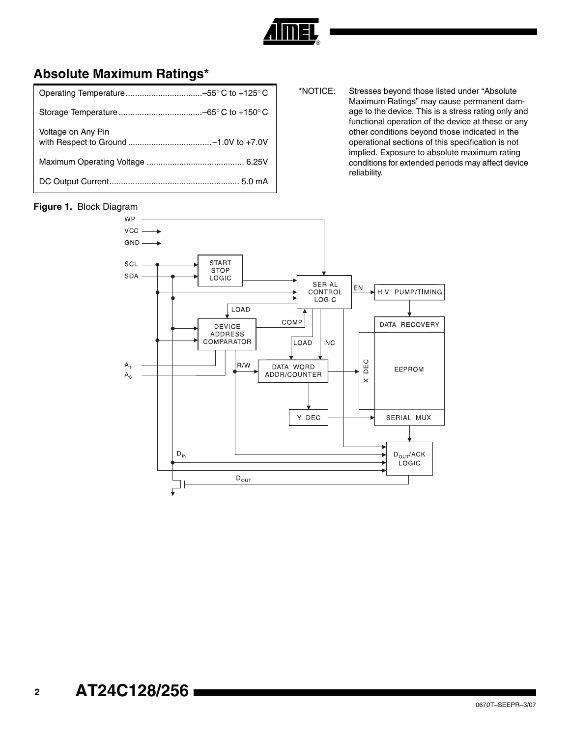## Absolute Maximum Ratings*

| | |
|---|---|
| Operating Temperature | –55° C to +125° C |
| Storage Temperature | –65° C to +150° C |
| Voltage on Any Pin with Respect to Ground | –1.0V to +7.0V |
| Maximum Operating Voltage | 6.25V |
| DC Output Current | 5.0 mA |

*NOTICE: Stresses beyond those listed under "Absolute Maximum Ratings" may cause permanent damage to the device. This is a stress rating only and functional operation of the device at these or any other conditions beyond those indicated in the operational sections of this specification is not implied. Exposure to absolute maximum rating conditions for extended periods may affect device reliability.

**Figure 1.** Block Diagram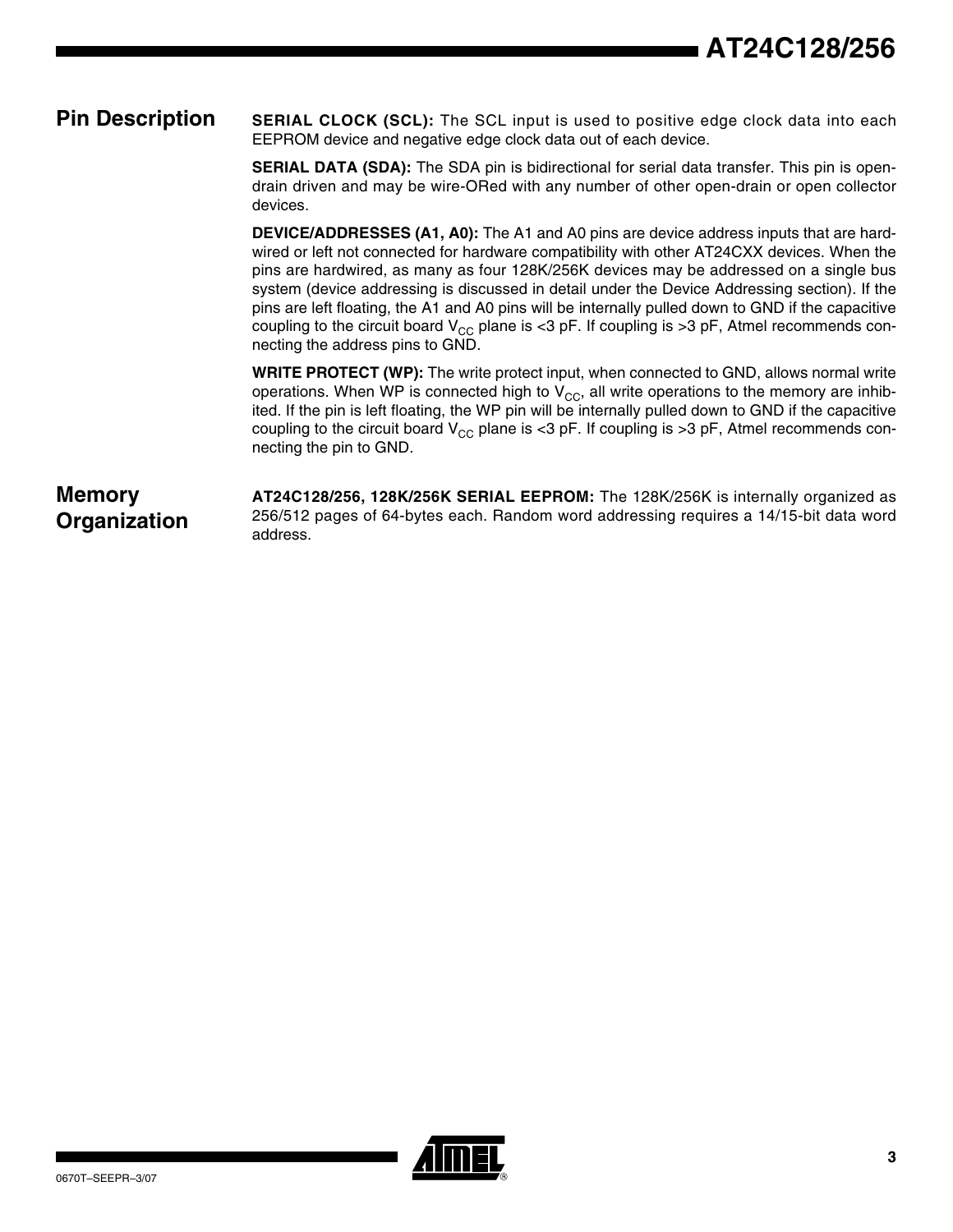## Pin Description

**SERIAL CLOCK (SCL):** The SCL input is used to positive edge clock data into each EEPROM device and negative edge clock data out of each device.

**SERIAL DATA (SDA):** The SDA pin is bidirectional for serial data transfer. This pin is open-drain driven and may be wire-ORed with any number of other open-drain or open collector devices.

**DEVICE/ADDRESSES (A1, A0):** The A1 and A0 pins are device address inputs that are hard-wired or left not connected for hardware compatibility with other AT24CXX devices. When the pins are hardwired, as many as four 128K/256K devices may be addressed on a single bus system (device addressing is discussed in detail under the Device Addressing section). If the pins are left floating, the A1 and A0 pins will be internally pulled down to GND if the capacitive coupling to the circuit board $V_{CC}$ plane is <3 pF. If coupling is >3 pF, Atmel recommends connecting the address pins to GND.

**WRITE PROTECT (WP):** The write protect input, when connected to GND, allows normal write operations. When WP is connected high to $V_{CC}$, all write operations to the memory are inhibited. If the pin is left floating, the WP pin will be internally pulled down to GND if the capacitive coupling to the circuit board $V_{CC}$ plane is <3 pF. If coupling is >3 pF, Atmel recommends connecting the pin to GND.

## Memory Organization

**AT24C128/256, 128K/256K SERIAL EEPROM:** The 128K/256K is internally organized as 256/512 pages of 64-bytes each. Random word addressing requires a 14/15-bit data word address.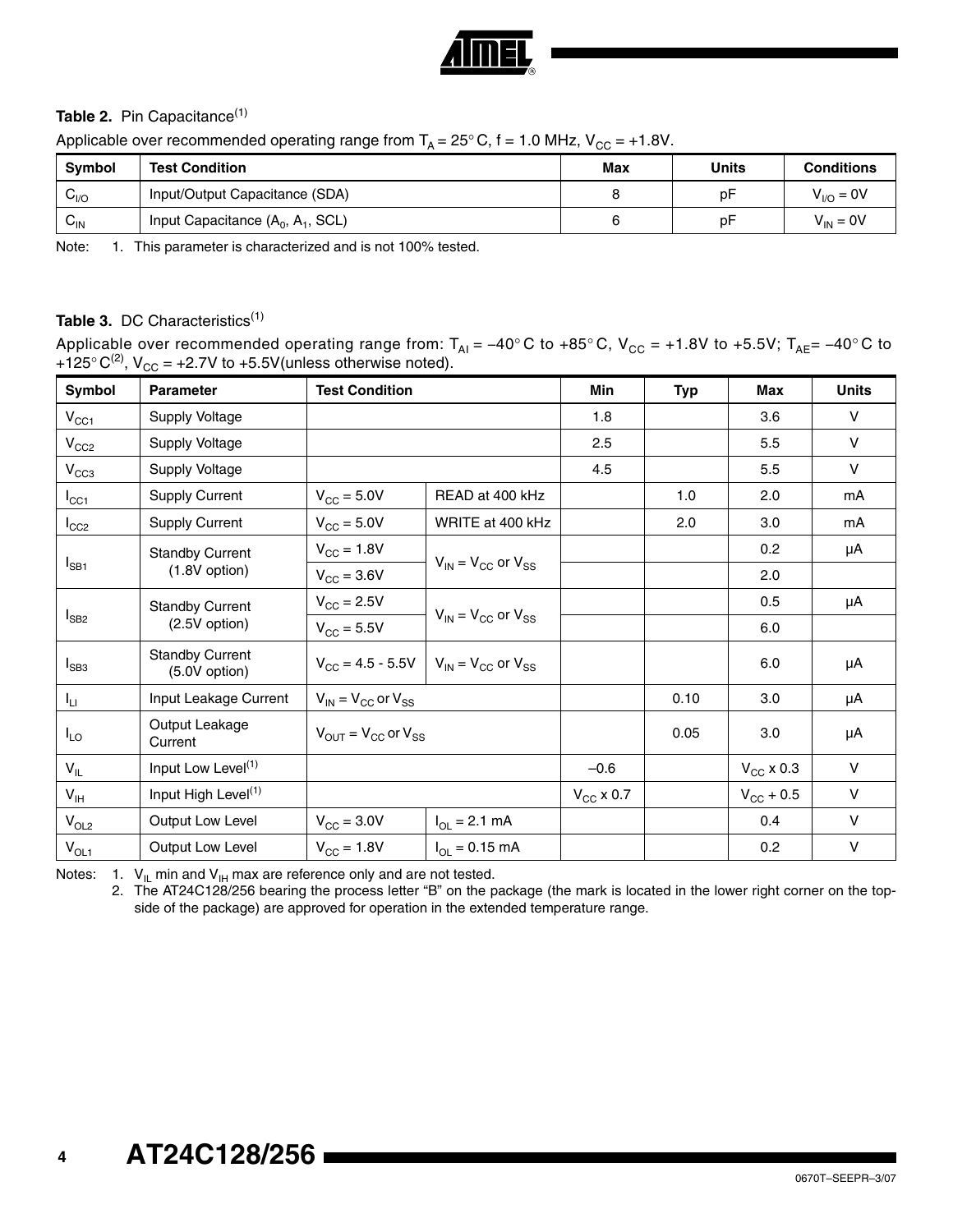**Table 2.** Pin Capacitance[1]

Applicable over recommended operating range from $T_A = 25°C$, f = 1.0 MHz, $V_{CC}$ = +1.8V.

| Symbol | Test Condition | Max | Units | Conditions |
|---|---|---|---|---|
| $C_{I/O}$ | Input/Output Capacitance (SDA) | 8 | pF | $V_{I/O}$ = 0V |
| $C_{IN}$ | Input Capacitance ($A_0$, $A_1$, SCL) | 6 | pF | $V_{IN}$ = 0V |

Note: 1. This parameter is characterized and is not 100% tested.

**Table 3.** DC Characteristics[1]

Applicable over recommended operating range from: $T_{AI}$ = –40° C to +85° C, $V_{CC}$ = +1.8V to +5.5V; $T_{AE}$= –40° C to +125° C[2], $V_{CC}$ = +2.7V to +5.5V(unless otherwise noted).

| Symbol | Parameter | Test Condition | | Min | Typ | Max | Units |
|---|---|---|---|---|---|---|---|
| $V_{CC1}$ | Supply Voltage | | | 1.8 | | 3.6 | V |
| $V_{CC2}$ | Supply Voltage | | | 2.5 | | 5.5 | V |
| $V_{CC3}$ | Supply Voltage | | | 4.5 | | 5.5 | V |
| $I_{CC1}$ | Supply Current | $V_{CC}$ = 5.0V | READ at 400 kHz | | 1.0 | 2.0 | mA |
| $I_{CC2}$ | Supply Current | $V_{CC}$ = 5.0V | WRITE at 400 kHz | | 2.0 | 3.0 | mA |
| $I_{SB1}$ | Standby Current (1.8V option) | $V_{CC}$ = 1.8V | $V_{IN}$ = $V_{CC}$ or $V_{SS}$ | | | 0.2 | µA |
| | | $V_{CC}$ = 3.6V | | | | 2.0 | |
| $I_{SB2}$ | Standby Current (2.5V option) | $V_{CC}$ = 2.5V | $V_{IN}$ = $V_{CC}$ or $V_{SS}$ | | | 0.5 | µA |
| | | $V_{CC}$ = 5.5V | | | | 6.0 | |
| $I_{SB3}$ | Standby Current (5.0V option) | $V_{CC}$ = 4.5 - 5.5V | $V_{IN}$ = $V_{CC}$ or $V_{SS}$ | | | 6.0 | µA |
| $I_{LI}$ | Input Leakage Current | $V_{IN}$ = $V_{CC}$ or $V_{SS}$ | | | 0.10 | 3.0 | µA |
| $I_{LO}$ | Output Leakage Current | $V_{OUT}$ = $V_{CC}$ or $V_{SS}$ | | | 0.05 | 3.0 | µA |
| $V_{IL}$ | Input Low Level[1] | | | –0.6 | | $V_{CC}$ x 0.3 | V |
| $V_{IH}$ | Input High Level[1] | | | $V_{CC}$ x 0.7 | | $V_{CC}$ + 0.5 | V |
| $V_{OL2}$ | Output Low Level | $V_{CC}$ = 3.0V | $I_{OL}$ = 2.1 mA | | | 0.4 | V |
| $V_{OL1}$ | Output Low Level | $V_{CC}$ = 1.8V | $I_{OL}$ = 0.15 mA | | | 0.2 | V |

Notes: 1. $V_{IL}$ min and $V_{IH}$ max are reference only and are not tested.

2. The AT24C128/256 bearing the process letter "B" on the package (the mark is located in the lower right corner on the topside of the package) are approved for operation in the extended temperature range.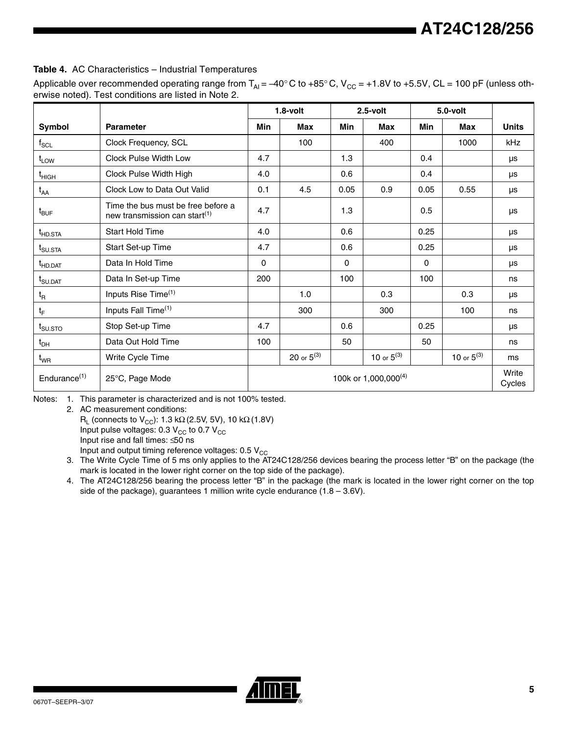**Table 4.** AC Characteristics – Industrial Temperatures

Applicable over recommended operating range from $T_{AI}$ = –40° C to +85° C, $V_{CC}$ = +1.8V to +5.5V, CL = 100 pF (unless otherwise noted). Test conditions are listed in Note 2.

| | | 1.8-volt | | 2.5-volt | | 5.0-volt | | |
|---|---|---|---|---|---|---|---|---|
| **Symbol** | **Parameter** | **Min** | **Max** | **Min** | **Max** | **Min** | **Max** | **Units** |
| $f_{SCL}$ | Clock Frequency, SCL | | 100 | | 400 | | 1000 | kHz |
| $t_{LOW}$ | Clock Pulse Width Low | 4.7 | | 1.3 | | 0.4 | | μs |
| $t_{HIGH}$ | Clock Pulse Width High | 4.0 | | 0.6 | | 0.4 | | μs |
| $t_{AA}$ | Clock Low to Data Out Valid | 0.1 | 4.5 | 0.05 | 0.9 | 0.05 | 0.55 | μs |
| $t_{BUF}$ | Time the bus must be free before a new transmission can start[1] | 4.7 | | 1.3 | | 0.5 | | μs |
| $t_{HD.STA}$ | Start Hold Time | 4.0 | | 0.6 | | 0.25 | | μs |
| $t_{SU.STA}$ | Start Set-up Time | 4.7 | | 0.6 | | 0.25 | | μs |
| $t_{HD.DAT}$ | Data In Hold Time | 0 | | 0 | | 0 | | μs |
| $t_{SU.DAT}$ | Data In Set-up Time | 200 | | 100 | | 100 | | ns |
| $t_R$ | Inputs Rise Time[1] | | 1.0 | | 0.3 | | 0.3 | μs |
| $t_F$ | Inputs Fall Time[1] | | 300 | | 300 | | 100 | ns |
| $t_{SU.STO}$ | Stop Set-up Time | 4.7 | | 0.6 | | 0.25 | | μs |
| $t_{DH}$ | Data Out Hold Time | 100 | | 50 | | 50 | | ns |
| $t_{WR}$ | Write Cycle Time | | 20 or 5[3] | | 10 or 5[3] | | 10 or 5[3] | ms |
| Endurance[1] | 25°C, Page Mode | 100k or 1,000,000[4] | | | | | | Write Cycles |

Notes:
1. This parameter is characterized and is not 100% tested.
2. AC measurement conditions:
   $R_L$ (connects to $V_{CC}$): 1.3 kΩ (2.5V, 5V), 10 kΩ (1.8V)
   Input pulse voltages: 0.3 $V_{CC}$ to 0.7 $V_{CC}$
   Input rise and fall times: ≤50 ns
   Input and output timing reference voltages: 0.5 $V_{CC}$
3. The Write Cycle Time of 5 ms only applies to the AT24C128/256 devices bearing the process letter "B" on the package (the mark is located in the lower right corner on the top side of the package).
4. The AT24C128/256 bearing the process letter "B" in the package (the mark is located in the lower right corner on the top side of the package), guarantees 1 million write cycle endurance (1.8 – 3.6V).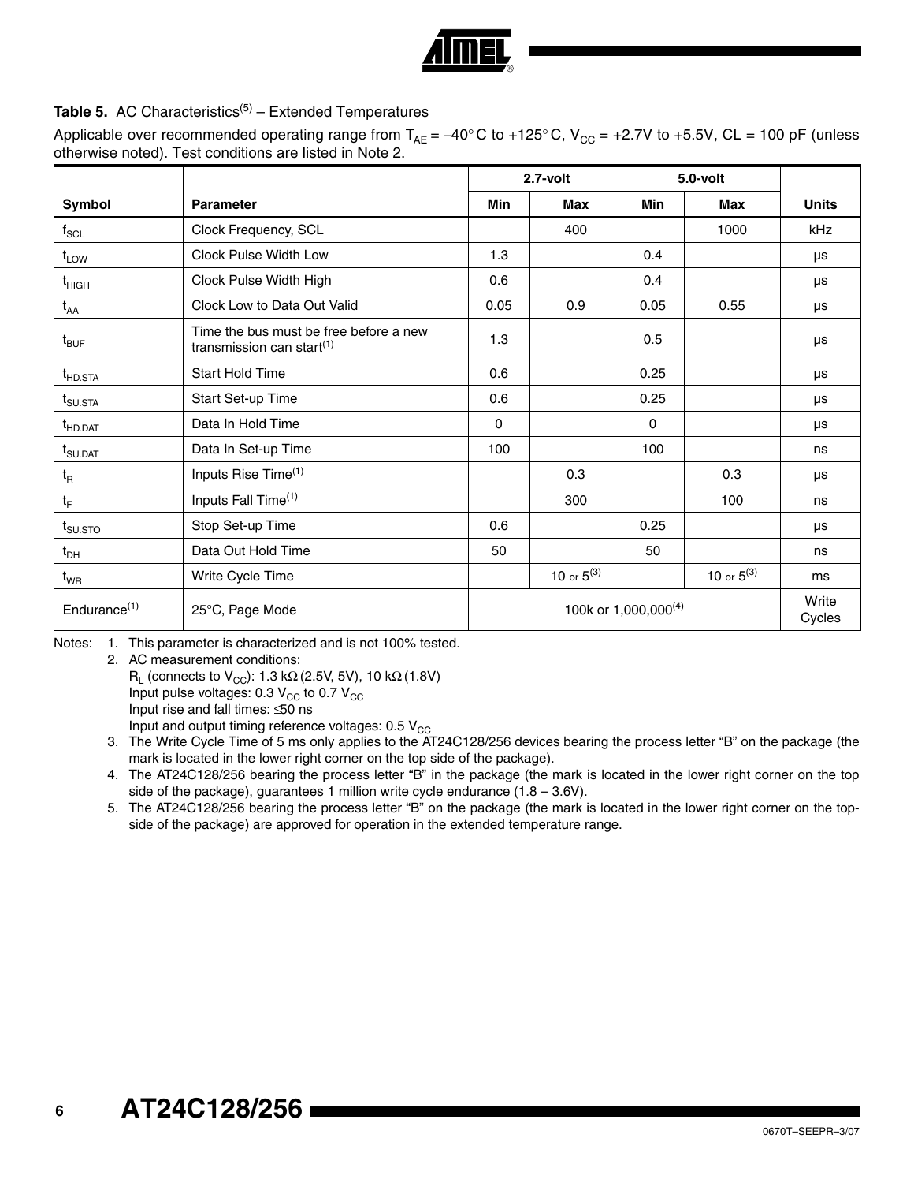**Table 5.** AC Characteristics[5] – Extended Temperatures

Applicable over recommended operating range from $T_{AE}$ = –40° C to +125° C, $V_{CC}$ = +2.7V to +5.5V, CL = 100 pF (unless otherwise noted). Test conditions are listed in Note 2.

| | | 2.7-volt | | 5.0-volt | | |
|---|---|---|---|---|---|---|
| **Symbol** | **Parameter** | **Min** | **Max** | **Min** | **Max** | **Units** |
| $f_{SCL}$ | Clock Frequency, SCL | | 400 | | 1000 | kHz |
| $t_{LOW}$ | Clock Pulse Width Low | 1.3 | | 0.4 | | µs |
| $t_{HIGH}$ | Clock Pulse Width High | 0.6 | | 0.4 | | µs |
| $t_{AA}$ | Clock Low to Data Out Valid | 0.05 | 0.9 | 0.05 | 0.55 | µs |
| $t_{BUF}$ | Time the bus must be free before a new transmission can start[1] | 1.3 | | 0.5 | | µs |
| $t_{HD.STA}$ | Start Hold Time | 0.6 | | 0.25 | | µs |
| $t_{SU.STA}$ | Start Set-up Time | 0.6 | | 0.25 | | µs |
| $t_{HD.DAT}$ | Data In Hold Time | 0 | | 0 | | µs |
| $t_{SU.DAT}$ | Data In Set-up Time | 100 | | 100 | | ns |
| $t_R$ | Inputs Rise Time[1] | | 0.3 | | 0.3 | µs |
| $t_F$ | Inputs Fall Time[1] | | 300 | | 100 | ns |
| $t_{SU.STO}$ | Stop Set-up Time | 0.6 | | 0.25 | | µs |
| $t_{DH}$ | Data Out Hold Time | 50 | | 50 | | ns |
| $t_{WR}$ | Write Cycle Time | | 10 or 5[3] | | 10 or 5[3] | ms |
| Endurance[1] | 25°C, Page Mode | 100k or 1,000,000[4] | | | | Write Cycles |

Notes:
1. This parameter is characterized and is not 100% tested.
2. AC measurement conditions:
   $R_L$ (connects to $V_{CC}$): 1.3 kΩ (2.5V, 5V), 10 kΩ (1.8V)
   Input pulse voltages: 0.3 $V_{CC}$ to 0.7 $V_{CC}$
   Input rise and fall times: ≤50 ns
   Input and output timing reference voltages: 0.5 $V_{CC}$
3. The Write Cycle Time of 5 ms only applies to the AT24C128/256 devices bearing the process letter "B" on the package (the mark is located in the lower right corner on the top side of the package).
4. The AT24C128/256 bearing the process letter "B" in the package (the mark is located in the lower right corner on the top side of the package), guarantees 1 million write cycle endurance (1.8 – 3.6V).
5. The AT24C128/256 bearing the process letter "B" on the package (the mark is located in the lower right corner on the top-side of the package) are approved for operation in the extended temperature range.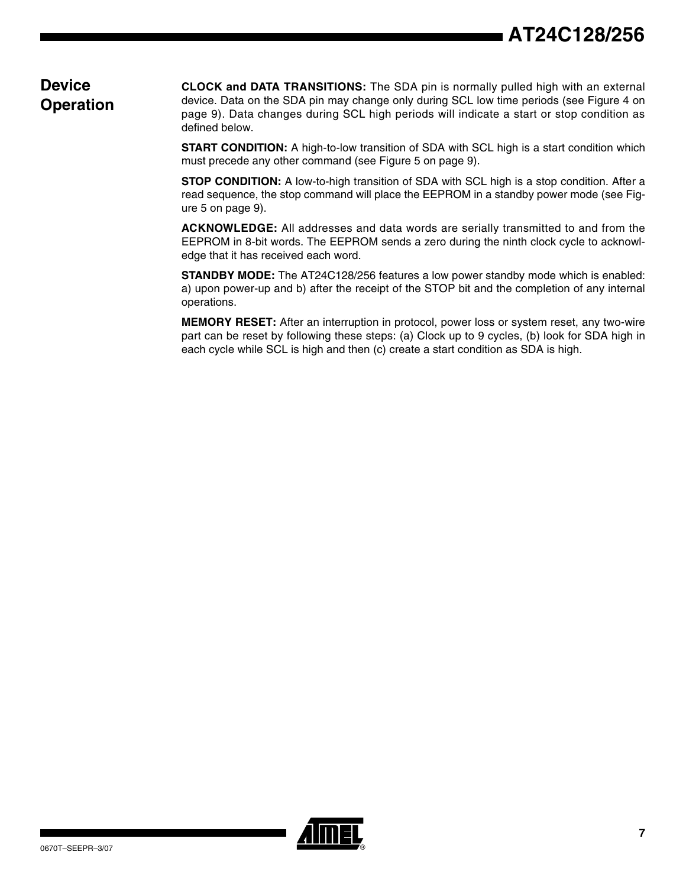## Device Operation

**CLOCK and DATA TRANSITIONS:** The SDA pin is normally pulled high with an external device. Data on the SDA pin may change only during SCL low time periods (see Figure 4 on page 9). Data changes during SCL high periods will indicate a start or stop condition as defined below.

**START CONDITION:** A high-to-low transition of SDA with SCL high is a start condition which must precede any other command (see Figure 5 on page 9).

**STOP CONDITION:** A low-to-high transition of SDA with SCL high is a stop condition. After a read sequence, the stop command will place the EEPROM in a standby power mode (see Figure 5 on page 9).

**ACKNOWLEDGE:** All addresses and data words are serially transmitted to and from the EEPROM in 8-bit words. The EEPROM sends a zero during the ninth clock cycle to acknowledge that it has received each word.

**STANDBY MODE:** The AT24C128/256 features a low power standby mode which is enabled: a) upon power-up and b) after the receipt of the STOP bit and the completion of any internal operations.

**MEMORY RESET:** After an interruption in protocol, power loss or system reset, any two-wire part can be reset by following these steps: (a) Clock up to 9 cycles, (b) look for SDA high in each cycle while SCL is high and then (c) create a start condition as SDA is high.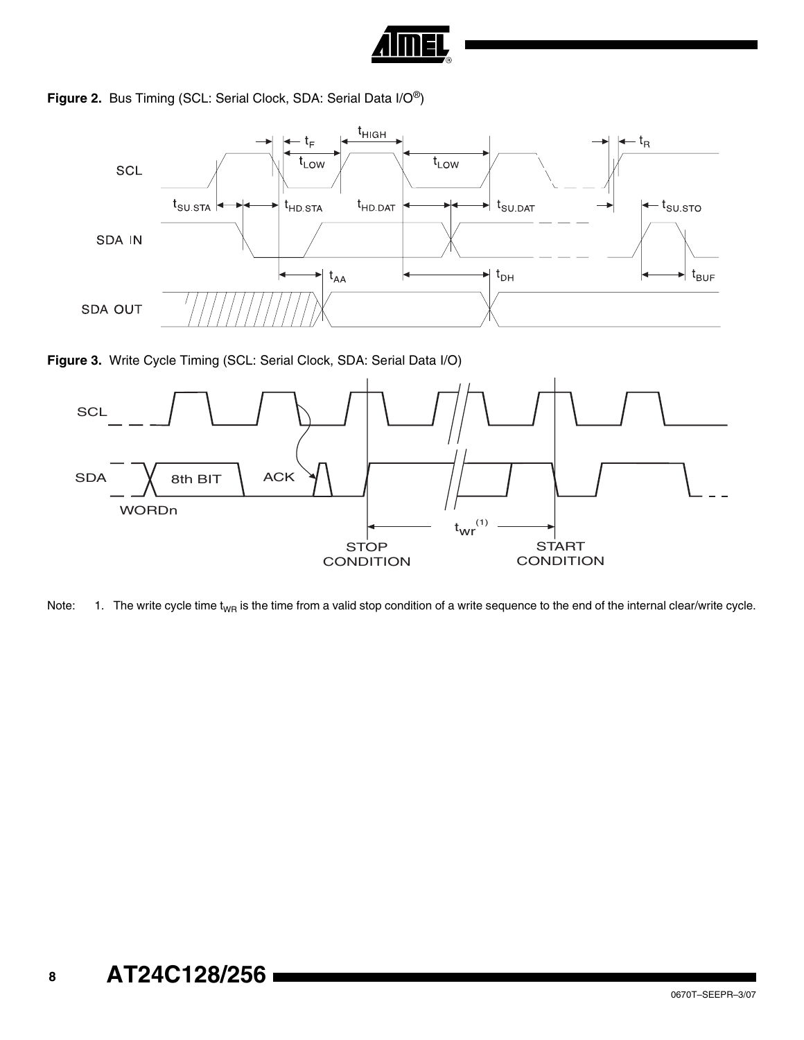**Figure 2.** Bus Timing (SCL: Serial Clock, SDA: Serial Data I/O®)

**Figure 3.** Write Cycle Timing (SCL: Serial Clock, SDA: Serial Data I/O)

Note: 1. The write cycle time $t_{WR}$ is the time from a valid stop condition of a write sequence to the end of the internal clear/write cycle.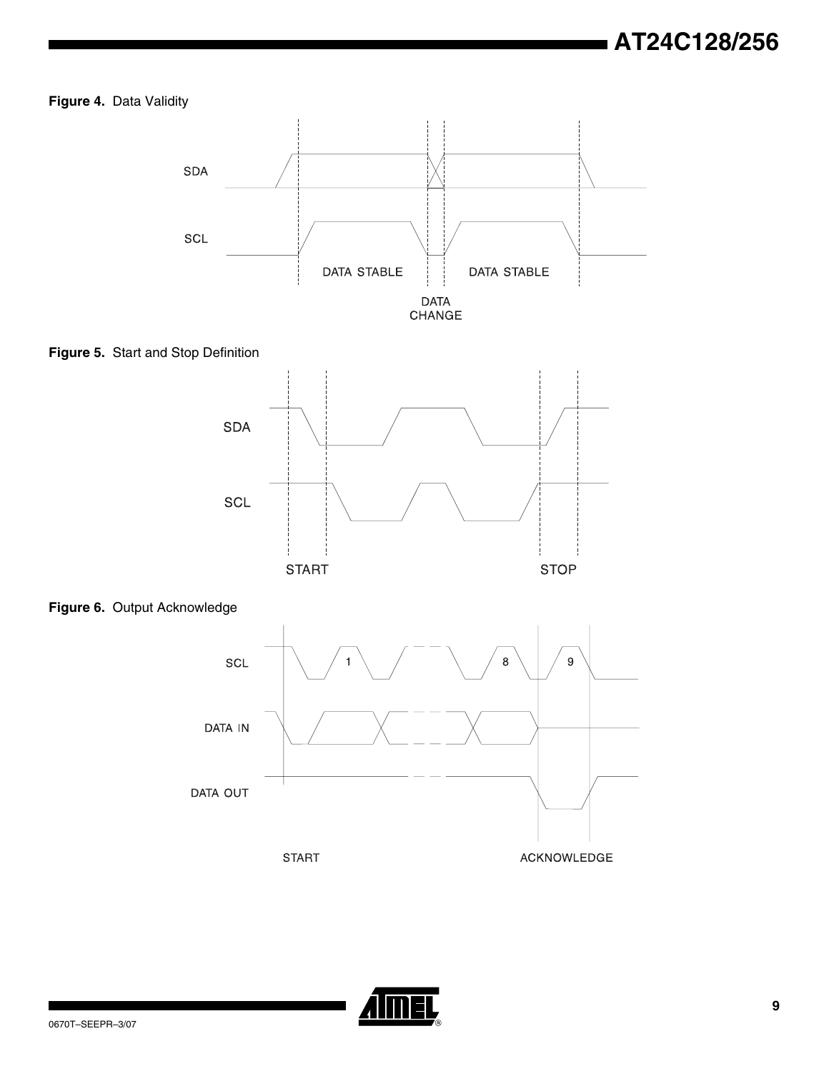**Figure 4.** Data Validity

**Figure 5.** Start and Stop Definition

**Figure 6.** Output Acknowledge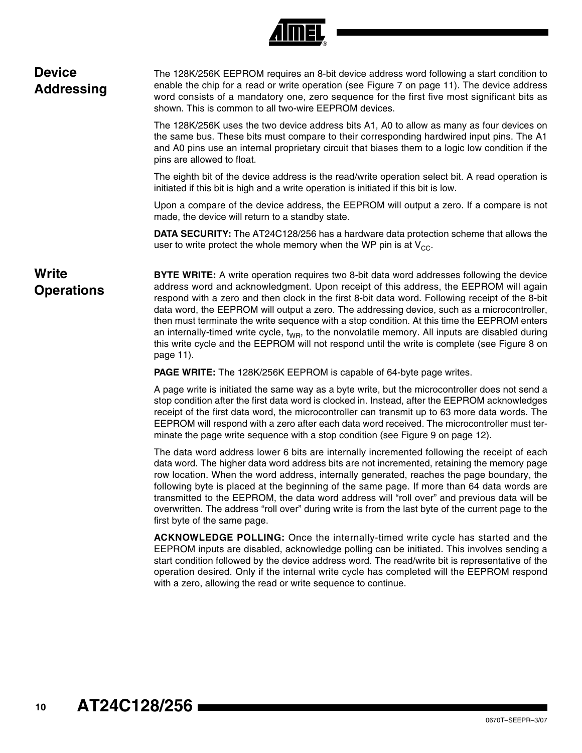## Device Addressing

The 128K/256K EEPROM requires an 8-bit device address word following a start condition to enable the chip for a read or write operation (see Figure 7 on page 11). The device address word consists of a mandatory one, zero sequence for the first five most significant bits as shown. This is common to all two-wire EEPROM devices.

The 128K/256K uses the two device address bits A1, A0 to allow as many as four devices on the same bus. These bits must compare to their corresponding hardwired input pins. The A1 and A0 pins use an internal proprietary circuit that biases them to a logic low condition if the pins are allowed to float.

The eighth bit of the device address is the read/write operation select bit. A read operation is initiated if this bit is high and a write operation is initiated if this bit is low.

Upon a compare of the device address, the EEPROM will output a zero. If a compare is not made, the device will return to a standby state.

**DATA SECURITY:** The AT24C128/256 has a hardware data protection scheme that allows the user to write protect the whole memory when the WP pin is at $V_{CC}$.

## Write Operations

**BYTE WRITE:** A write operation requires two 8-bit data word addresses following the device address word and acknowledgment. Upon receipt of this address, the EEPROM will again respond with a zero and then clock in the first 8-bit data word. Following receipt of the 8-bit data word, the EEPROM will output a zero. The addressing device, such as a microcontroller, then must terminate the write sequence with a stop condition. At this time the EEPROM enters an internally-timed write cycle, $t_{WR}$, to the nonvolatile memory. All inputs are disabled during this write cycle and the EEPROM will not respond until the write is complete (see Figure 8 on page 11).

**PAGE WRITE:** The 128K/256K EEPROM is capable of 64-byte page writes.

A page write is initiated the same way as a byte write, but the microcontroller does not send a stop condition after the first data word is clocked in. Instead, after the EEPROM acknowledges receipt of the first data word, the microcontroller can transmit up to 63 more data words. The EEPROM will respond with a zero after each data word received. The microcontroller must terminate the page write sequence with a stop condition (see Figure 9 on page 12).

The data word address lower 6 bits are internally incremented following the receipt of each data word. The higher data word address bits are not incremented, retaining the memory page row location. When the word address, internally generated, reaches the page boundary, the following byte is placed at the beginning of the same page. If more than 64 data words are transmitted to the EEPROM, the data word address will "roll over" and previous data will be overwritten. The address "roll over" during write is from the last byte of the current page to the first byte of the same page.

**ACKNOWLEDGE POLLING:** Once the internally-timed write cycle has started and the EEPROM inputs are disabled, acknowledge polling can be initiated. This involves sending a start condition followed by the device address word. The read/write bit is representative of the operation desired. Only if the internal write cycle has completed will the EEPROM respond with a zero, allowing the read or write sequence to continue.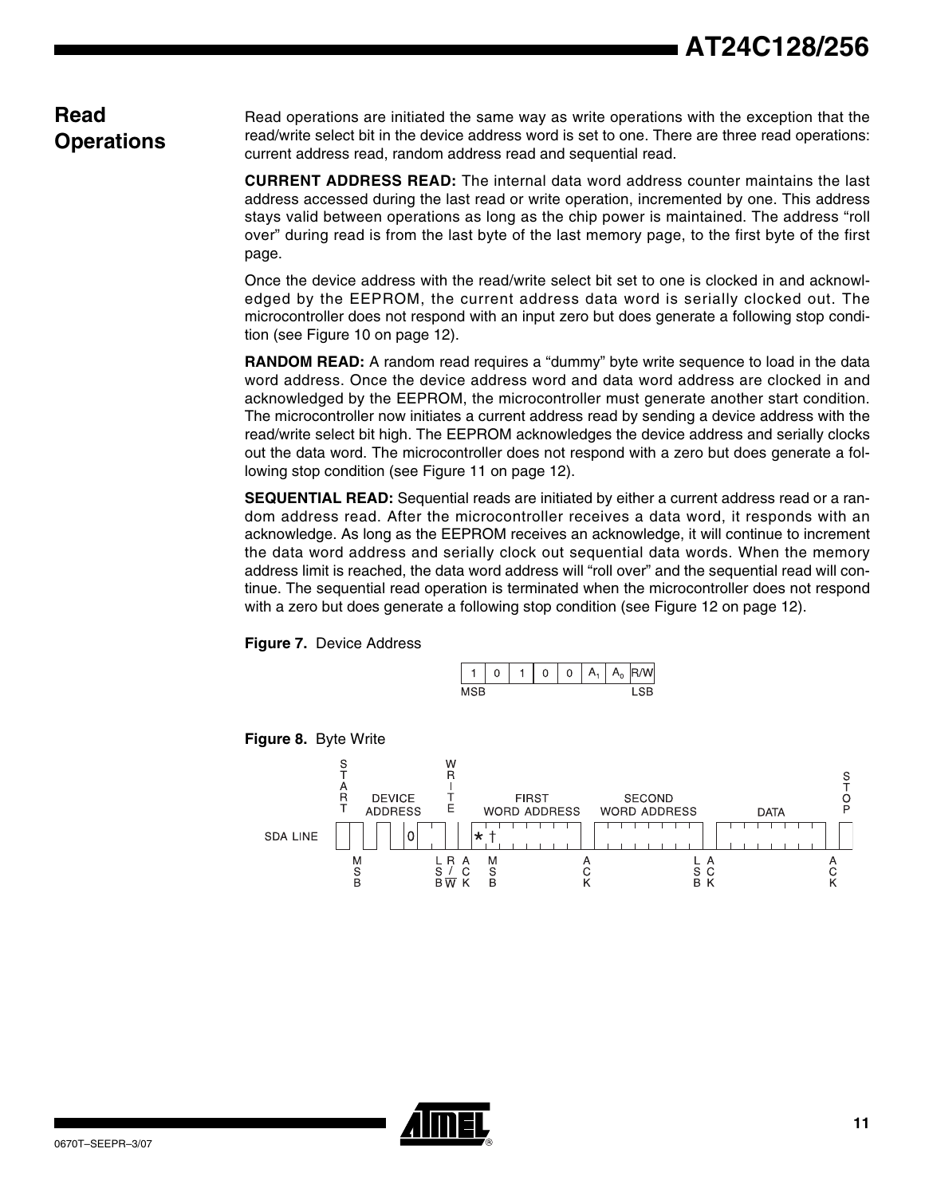## Read Operations

Read operations are initiated the same way as write operations with the exception that the read/write select bit in the device address word is set to one. There are three read operations: current address read, random address read and sequential read.

**CURRENT ADDRESS READ:** The internal data word address counter maintains the last address accessed during the last read or write operation, incremented by one. This address stays valid between operations as long as the chip power is maintained. The address "roll over" during read is from the last byte of the last memory page, to the first byte of the first page.

Once the device address with the read/write select bit set to one is clocked in and acknowledged by the EEPROM, the current address data word is serially clocked out. The microcontroller does not respond with an input zero but does generate a following stop condition (see Figure 10 on page 12).

**RANDOM READ:** A random read requires a "dummy" byte write sequence to load in the data word address. Once the device address word and data word address are clocked in and acknowledged by the EEPROM, the microcontroller must generate another start condition. The microcontroller now initiates a current address read by sending a device address with the read/write select bit high. The EEPROM acknowledges the device address and serially clocks out the data word. The microcontroller does not respond with a zero but does generate a following stop condition (see Figure 11 on page 12).

**SEQUENTIAL READ:** Sequential reads are initiated by either a current address read or a random address read. After the microcontroller receives a data word, it responds with an acknowledge. As long as the EEPROM receives an acknowledge, it will continue to increment the data word address and serially clock out sequential data words. When the memory address limit is reached, the data word address will "roll over" and the sequential read will continue. The sequential read operation is terminated when the microcontroller does not respond with a zero but does generate a following stop condition (see Figure 12 on page 12).

**Figure 7.** Device Address

| 1 | 0 | 1 | 0 | 0 | $A_1$ | $A_0$ | R/W |
|---|---|---|---|---|---|---|---|
| MSB | | | | | | | LSB |

**Figure 8.** Byte Write

SDA LINE: START – DEVICE ADDRESS (MSB ... 0 ... LSB) – WRITE (R/W) – ACK – FIRST WORD ADDRESS (MSB, * †) – ACK – SECOND WORD ADDRESS (LSB) – ACK – DATA – ACK – STOP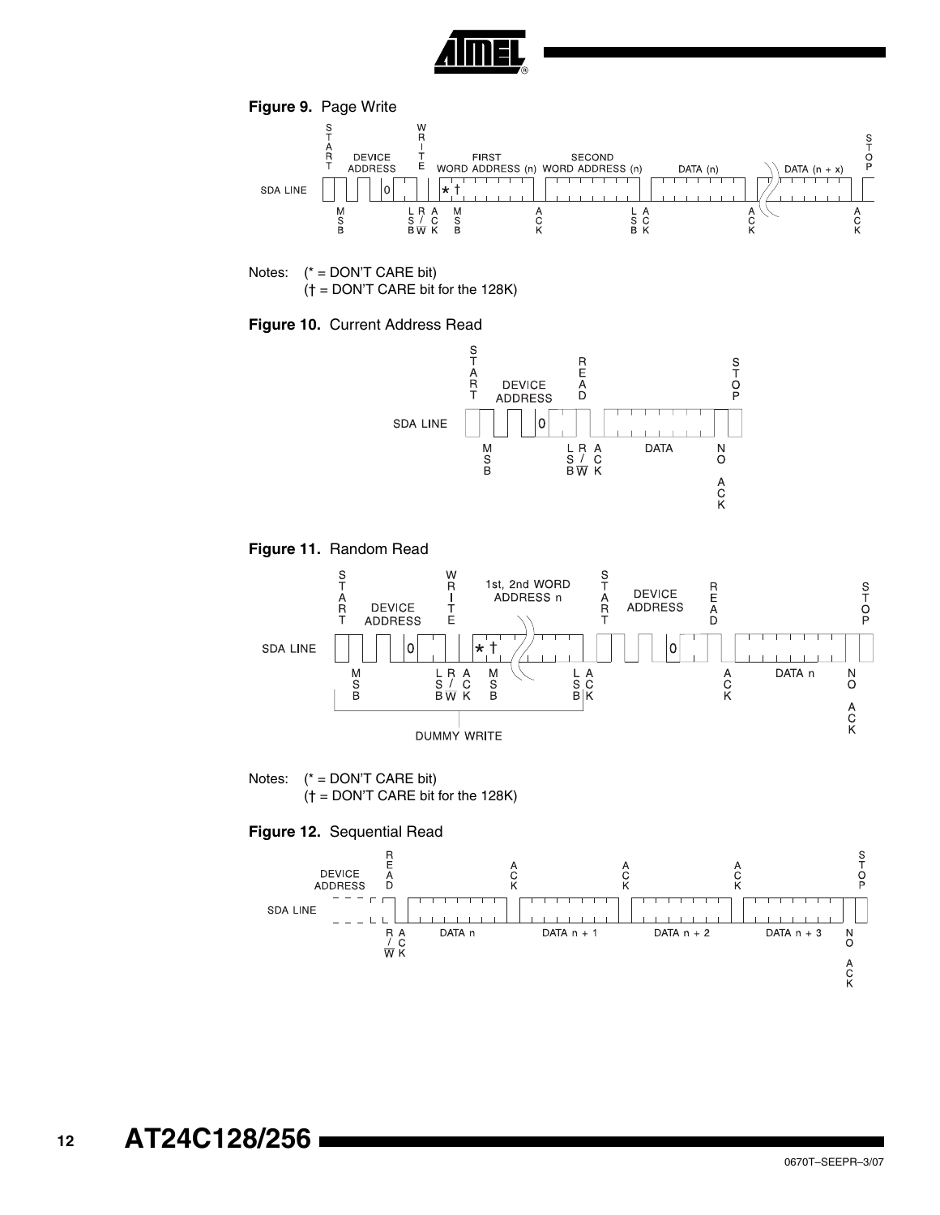**Figure 9.** Page Write

Notes: (* = DON'T CARE bit)
(† = DON'T CARE bit for the 128K)

**Figure 10.** Current Address Read

**Figure 11.** Random Read

Notes: (* = DON'T CARE bit)
(† = DON'T CARE bit for the 128K)

**Figure 12.** Sequential Read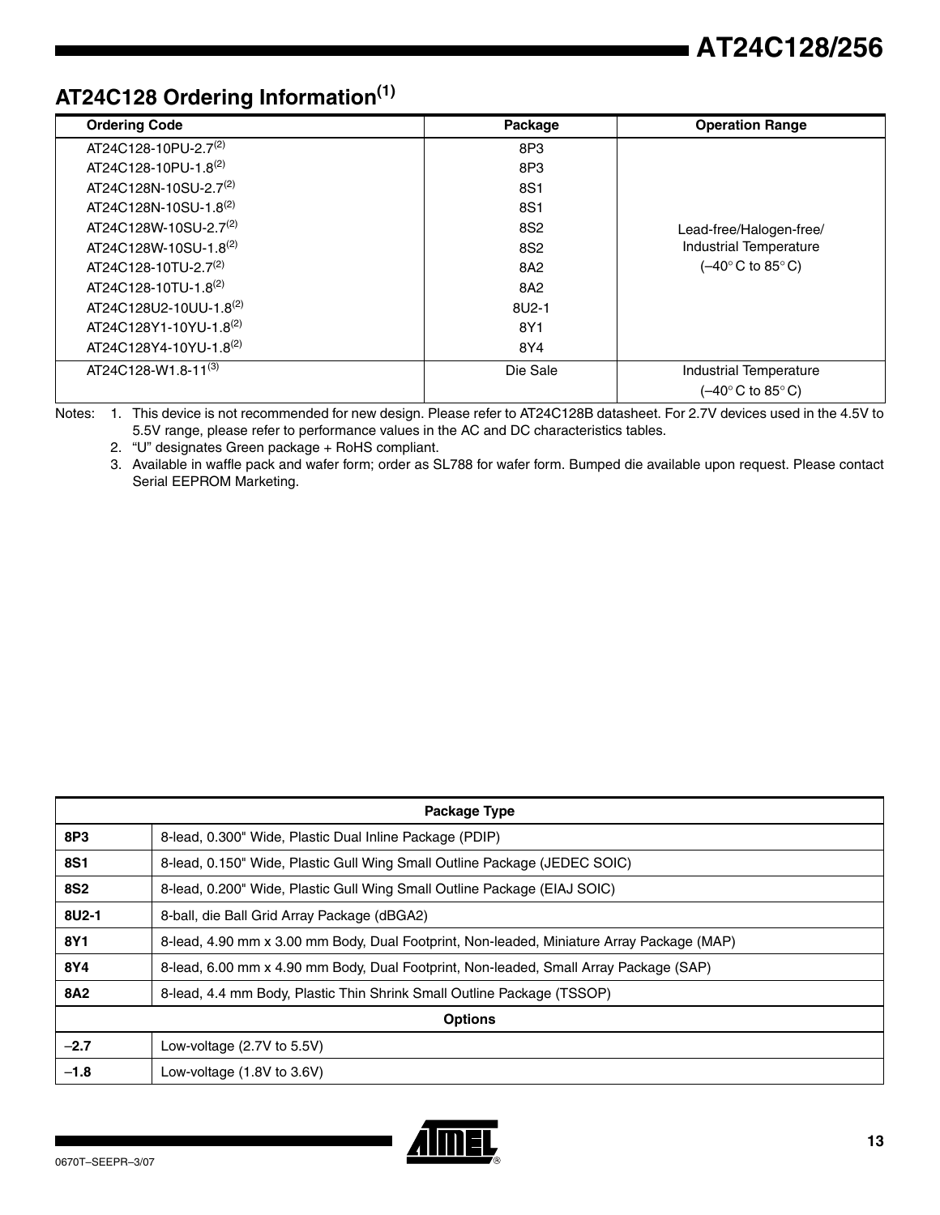## AT24C128 Ordering Information[1]

| Ordering Code | Package | Operation Range |
|---|---|---|
| AT24C128-10PU-2.7[2] | 8P3 | Lead-free/Halogen-free/ Industrial Temperature (–40° C to 85° C) |
| AT24C128-10PU-1.8[2] | 8P3 | |
| AT24C128N-10SU-2.7[2] | 8S1 | |
| AT24C128N-10SU-1.8[2] | 8S1 | |
| AT24C128W-10SU-2.7[2] | 8S2 | |
| AT24C128W-10SU-1.8[2] | 8S2 | |
| AT24C128-10TU-2.7[2] | 8A2 | |
| AT24C128-10TU-1.8[2] | 8A2 | |
| AT24C128U2-10UU-1.8[2] | 8U2-1 | |
| AT24C128Y1-10YU-1.8[2] | 8Y1 | |
| AT24C128Y4-10YU-1.8[2] | 8Y4 | |
| AT24C128-W1.8-11[3] | Die Sale | Industrial Temperature (–40° C to 85° C) |

Notes:
1. This device is not recommended for new design. Please refer to AT24C128B datasheet. For 2.7V devices used in the 4.5V to 5.5V range, please refer to performance values in the AC and DC characteristics tables.
2. "U" designates Green package + RoHS compliant.
3. Available in waffle pack and wafer form; order as SL788 for wafer form. Bumped die available upon request. Please contact Serial EEPROM Marketing.

| Package Type | |
|---|---|
| **8P3** | 8-lead, 0.300" Wide, Plastic Dual Inline Package (PDIP) |
| **8S1** | 8-lead, 0.150" Wide, Plastic Gull Wing Small Outline Package (JEDEC SOIC) |
| **8S2** | 8-lead, 0.200" Wide, Plastic Gull Wing Small Outline Package (EIAJ SOIC) |
| **8U2-1** | 8-ball, die Ball Grid Array Package (dBGA2) |
| **8Y1** | 8-lead, 4.90 mm x 3.00 mm Body, Dual Footprint, Non-leaded, Miniature Array Package (MAP) |
| **8Y4** | 8-lead, 6.00 mm x 4.90 mm Body, Dual Footprint, Non-leaded, Small Array Package (SAP) |
| **8A2** | 8-lead, 4.4 mm Body, Plastic Thin Shrink Small Outline Package (TSSOP) |
| **Options** | |
| **–2.7** | Low-voltage (2.7V to 5.5V) |
| **–1.8** | Low-voltage (1.8V to 3.6V) |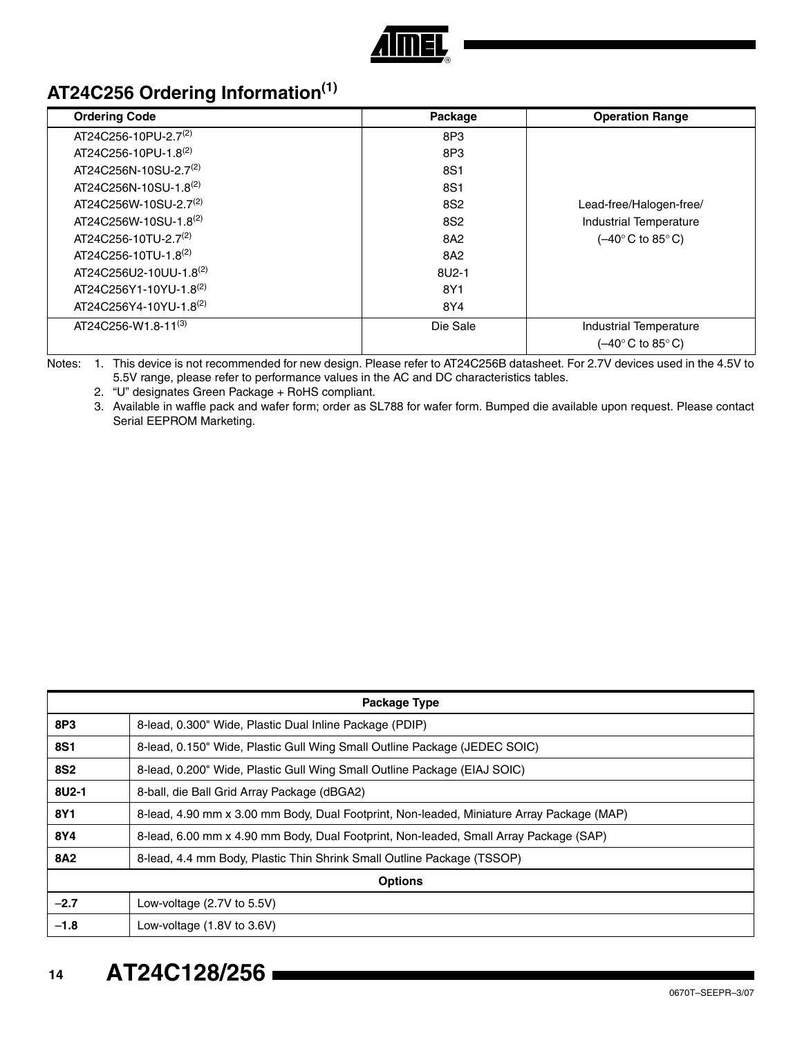## AT24C256 Ordering Information[1]

| Ordering Code | Package | Operation Range |
|---|---|---|
| AT24C256-10PU-2.7[2] | 8P3 | Lead-free/Halogen-free/ Industrial Temperature (–40° C to 85° C) |
| AT24C256-10PU-1.8[2] | 8P3 | |
| AT24C256N-10SU-2.7[2] | 8S1 | |
| AT24C256N-10SU-1.8[2] | 8S1 | |
| AT24C256W-10SU-2.7[2] | 8S2 | |
| AT24C256W-10SU-1.8[2] | 8S2 | |
| AT24C256-10TU-2.7[2] | 8A2 | |
| AT24C256-10TU-1.8[2] | 8A2 | |
| AT24C256U2-10UU-1.8[2] | 8U2-1 | |
| AT24C256Y1-10YU-1.8[2] | 8Y1 | |
| AT24C256Y4-10YU-1.8[2] | 8Y4 | |
| AT24C256-W1.8-11[3] | Die Sale | Industrial Temperature (–40° C to 85° C) |

Notes: 1. This device is not recommended for new design. Please refer to AT24C256B datasheet. For 2.7V devices used in the 4.5V to 5.5V range, please refer to performance values in the AC and DC characteristics tables.

2. "U" designates Green Package + RoHS compliant.

3. Available in waffle pack and wafer form; order as SL788 for wafer form. Bumped die available upon request. Please contact Serial EEPROM Marketing.

| Package Type | |
|---|---|
| **8P3** | 8-lead, 0.300" Wide, Plastic Dual Inline Package (PDIP) |
| **8S1** | 8-lead, 0.150" Wide, Plastic Gull Wing Small Outline Package (JEDEC SOIC) |
| **8S2** | 8-lead, 0.200" Wide, Plastic Gull Wing Small Outline Package (EIAJ SOIC) |
| **8U2-1** | 8-ball, die Ball Grid Array Package (dBGA2) |
| **8Y1** | 8-lead, 4.90 mm x 3.00 mm Body, Dual Footprint, Non-leaded, Miniature Array Package (MAP) |
| **8Y4** | 8-lead, 6.00 mm x 4.90 mm Body, Dual Footprint, Non-leaded, Small Array Package (SAP) |
| **8A2** | 8-lead, 4.4 mm Body, Plastic Thin Shrink Small Outline Package (TSSOP) |
| **Options** | |
| **–2.7** | Low-voltage (2.7V to 5.5V) |
| **–1.8** | Low-voltage (1.8V to 3.6V) |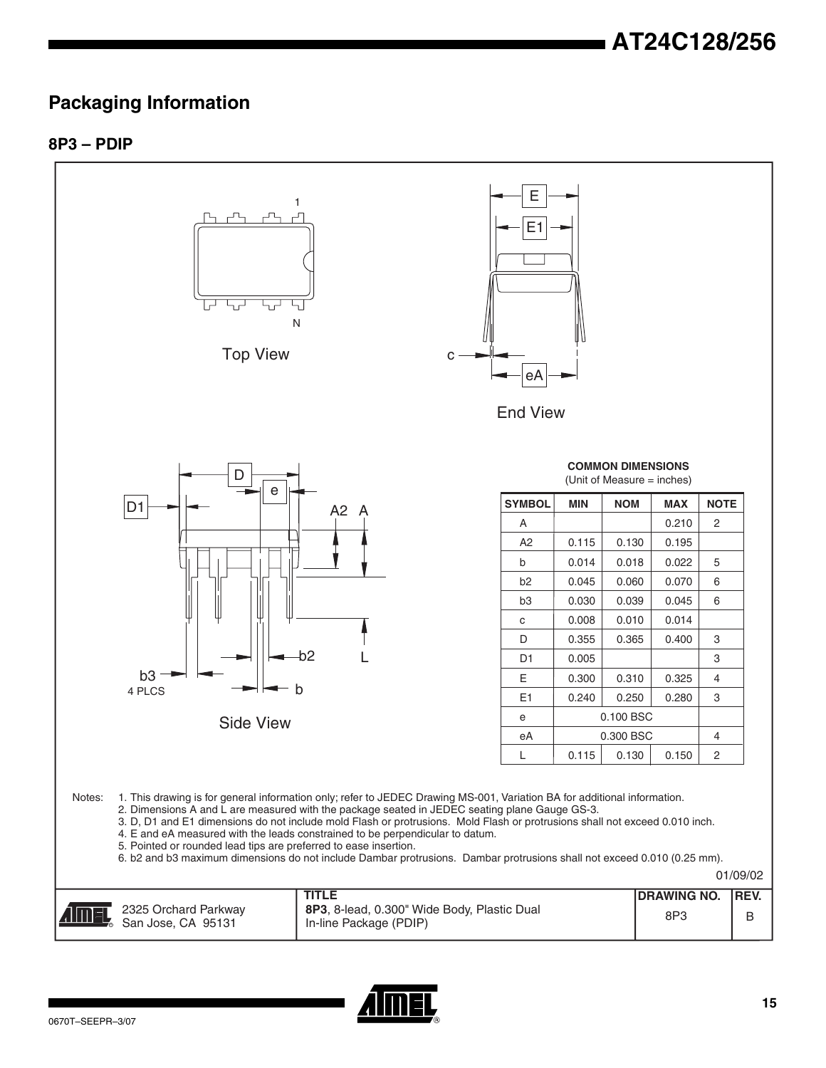## Packaging Information

### 8P3 – PDIP

Top View

End View

Side View

**COMMON DIMENSIONS**
(Unit of Measure = inches)

| SYMBOL | MIN | NOM | MAX | NOTE |
|---|---|---|---|---|
| A | | | 0.210 | 2 |
| A2 | 0.115 | 0.130 | 0.195 | |
| b | 0.014 | 0.018 | 0.022 | 5 |
| b2 | 0.045 | 0.060 | 0.070 | 6 |
| b3 | 0.030 | 0.039 | 0.045 | 6 |
| c | 0.008 | 0.010 | 0.014 | |
| D | 0.355 | 0.365 | 0.400 | 3 |
| D1 | 0.005 | | | 3 |
| E | 0.300 | 0.310 | 0.325 | 4 |
| E1 | 0.240 | 0.250 | 0.280 | 3 |
| e | | 0.100 BSC | | |
| eA | | 0.300 BSC | | 4 |
| L | 0.115 | 0.130 | 0.150 | 2 |

Notes:
1. This drawing is for general information only; refer to JEDEC Drawing MS-001, Variation BA for additional information.
2. Dimensions A and L are measured with the package seated in JEDEC seating plane Gauge GS-3.
3. D, D1 and E1 dimensions do not include mold Flash or protrusions. Mold Flash or protrusions shall not exceed 0.010 inch.
4. E and eA measured with the leads constrained to be perpendicular to datum.
5. Pointed or rounded lead tips are preferred to ease insertion.
6. b2 and b3 maximum dimensions do not include Dambar protrusions. Dambar protrusions shall not exceed 0.010 (0.25 mm).

01/09/02

| 2325 Orchard Parkway San Jose, CA 95131 | TITLE **8P3**, 8-lead, 0.300" Wide Body, Plastic Dual In-line Package (PDIP) | DRAWING NO. 8P3 | REV. B |
|---|---|---|---|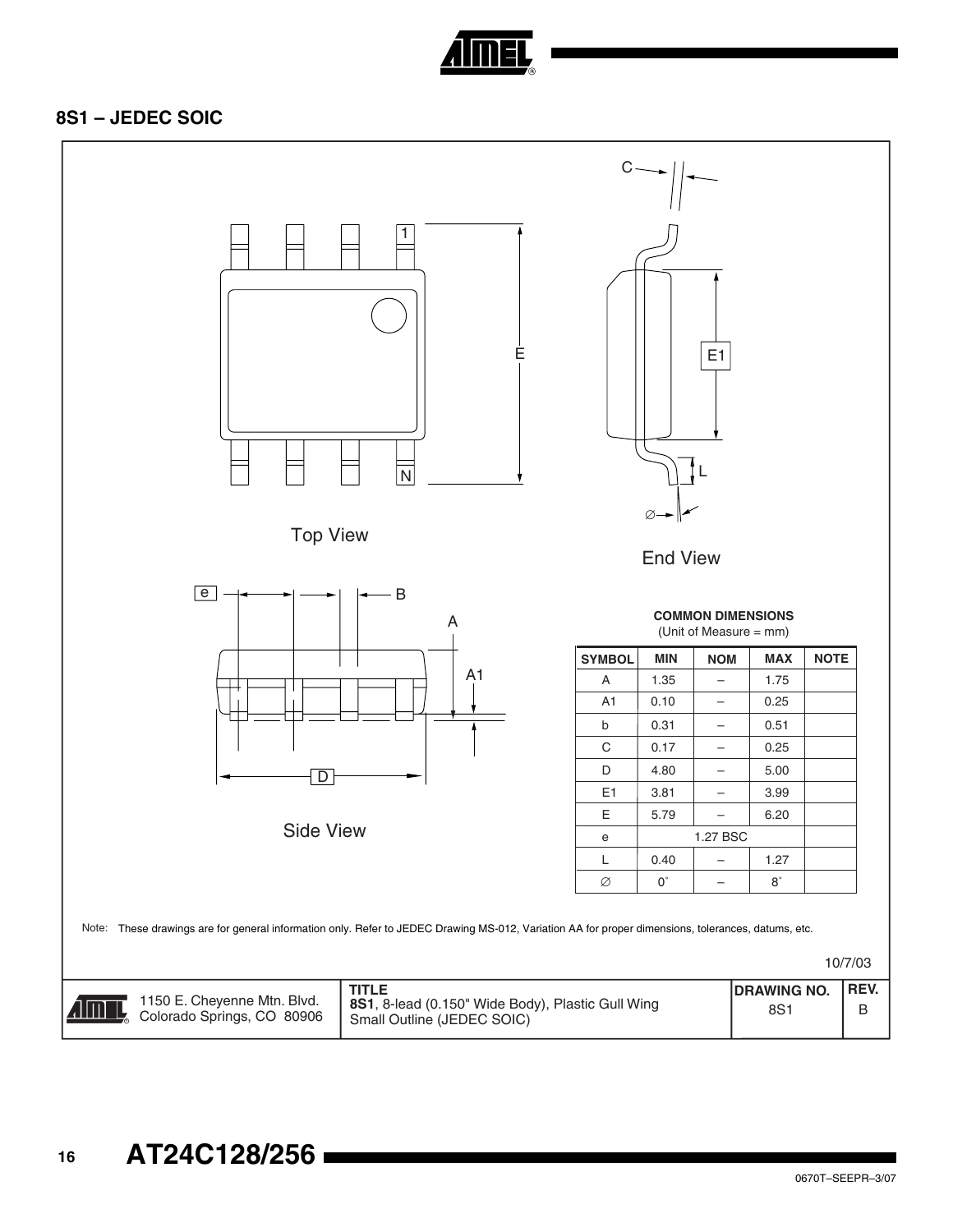## 8S1 – JEDEC SOIC

Top View

End View

Side View

**COMMON DIMENSIONS**
(Unit of Measure = mm)

| SYMBOL | MIN | NOM | MAX | NOTE |
|---|---|---|---|---|
| A | 1.35 | – | 1.75 | |
| A1 | 0.10 | – | 0.25 | |
| b | 0.31 | – | 0.51 | |
| C | 0.17 | – | 0.25 | |
| D | 4.80 | – | 5.00 | |
| E1 | 3.81 | – | 3.99 | |
| E | 5.79 | – | 6.20 | |
| e | 1.27 BSC | | | |
| L | 0.40 | – | 1.27 | |
| ∅ | 0° | – | 8° | |

Note: These drawings are for general information only. Refer to JEDEC Drawing MS-012, Variation AA for proper dimensions, tolerances, datums, etc.

10/7/03

| 1150 E. Cheyenne Mtn. Blvd. Colorado Springs, CO 80906 | **TITLE** **8S1**, 8-lead (0.150" Wide Body), Plastic Gull Wing Small Outline (JEDEC SOIC) | **DRAWING NO.** 8S1 | **REV.** B |
|---|---|---|---|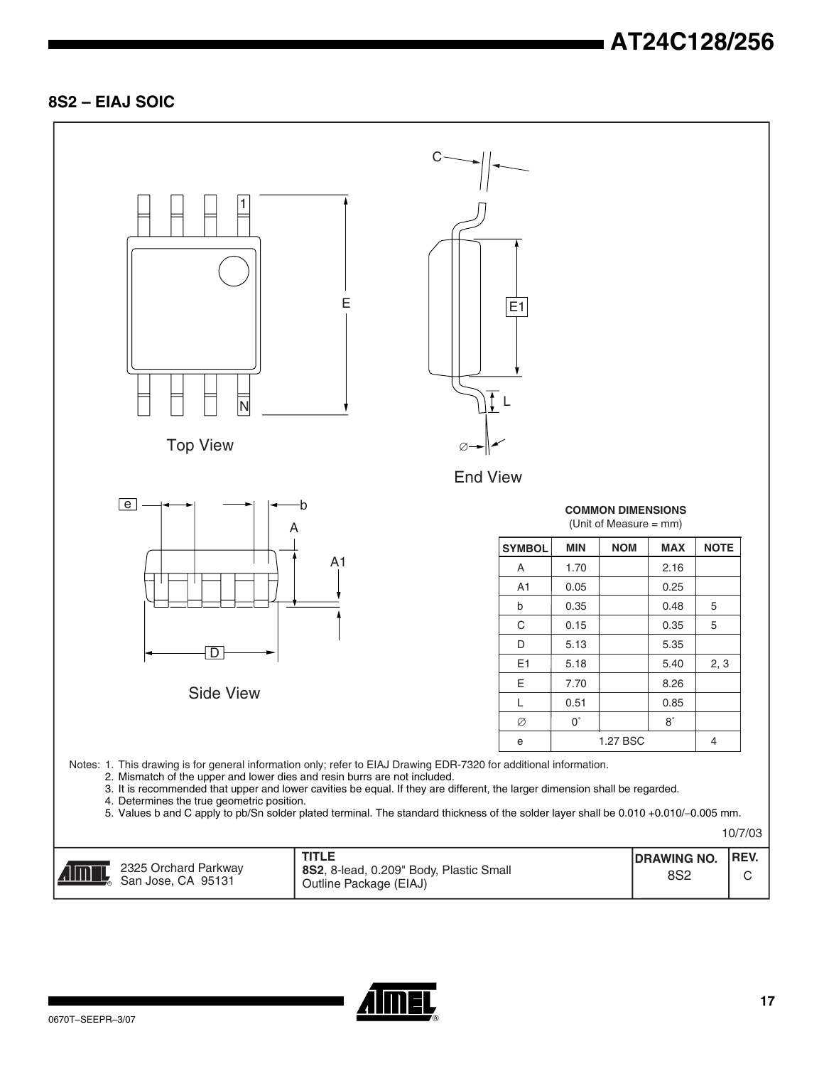## 8S2 – EIAJ SOIC

Top View

End View

Side View

**COMMON DIMENSIONS**
(Unit of Measure = mm)

| SYMBOL | MIN | NOM | MAX | NOTE |
|---|---|---|---|---|
| A | 1.70 | | 2.16 | |
| A1 | 0.05 | | 0.25 | |
| b | 0.35 | | 0.48 | 5 |
| C | 0.15 | | 0.35 | 5 |
| D | 5.13 | | 5.35 | |
| E1 | 5.18 | | 5.40 | 2, 3 |
| E | 7.70 | | 8.26 | |
| L | 0.51 | | 0.85 | |
| ∅ | 0˚ | | 8˚ | |
| e | | 1.27 BSC | | 4 |

Notes:
1. This drawing is for general information only; refer to EIAJ Drawing EDR-7320 for additional information.
2. Mismatch of the upper and lower dies and resin burrs are not included.
3. It is recommended that upper and lower cavities be equal. If they are different, the larger dimension shall be regarded.
4. Determines the true geometric position.
5. Values b and C apply to pb/Sn solder plated terminal. The standard thickness of the solder layer shall be 0.010 +0.010/–0.005 mm.

10/7/03

| | TITLE | DRAWING NO. | REV. |
|---|---|---|---|
| 2325 Orchard Parkway San Jose, CA 95131 | **8S2**, 8-lead, 0.209" Body, Plastic Small Outline Package (EIAJ) | 8S2 | C |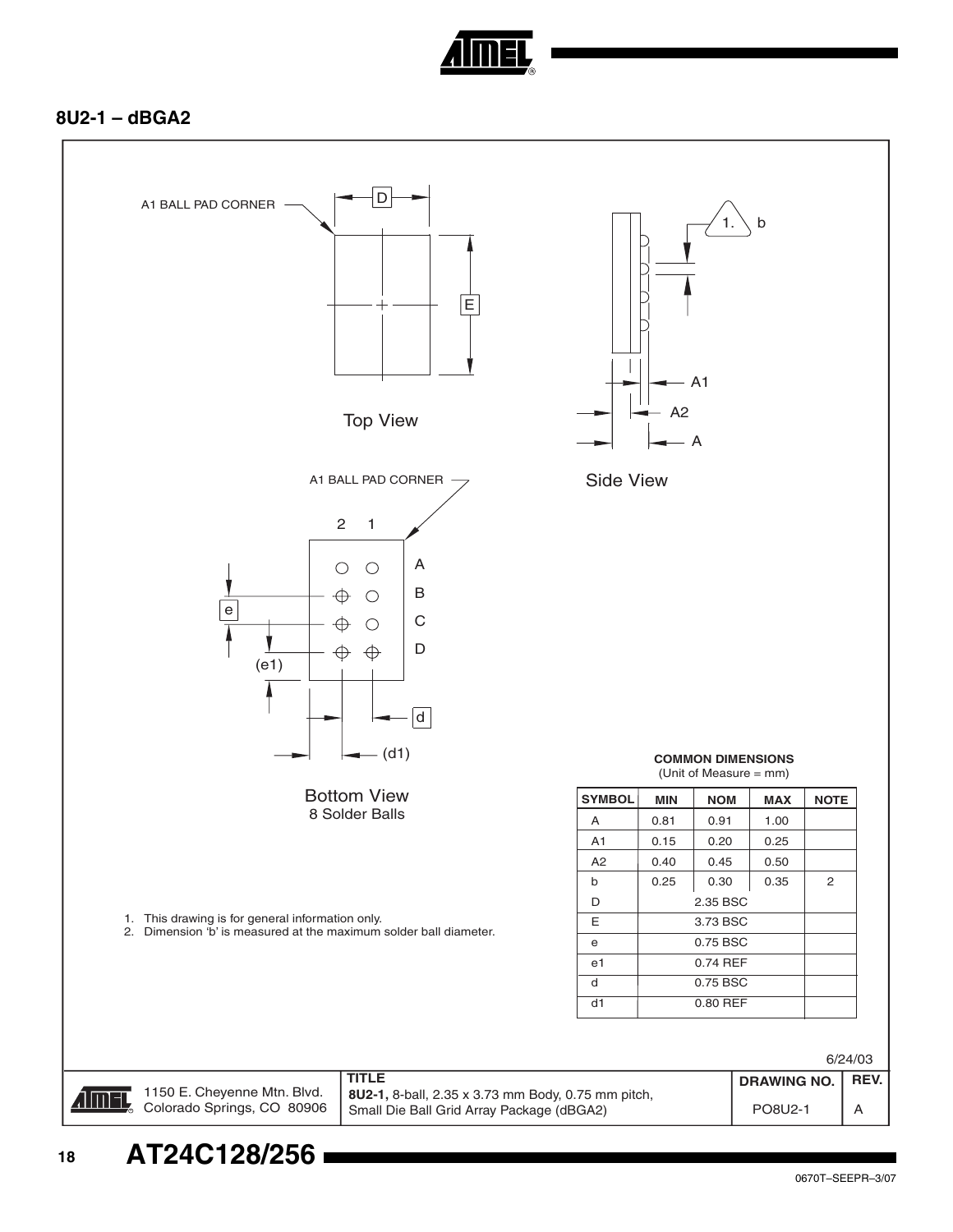## 8U2-1 – dBGA2

A1 BALL PAD CORNER

Top View

Side View

A1 BALL PAD CORNER

Bottom View
8 Solder Balls

1. This drawing is for general information only.
2. Dimension 'b' is measured at the maximum solder ball diameter.

**COMMON DIMENSIONS**
(Unit of Measure = mm)

| SYMBOL | MIN | NOM | MAX | NOTE |
|---|---|---|---|---|
| A | 0.81 | 0.91 | 1.00 | |
| A1 | 0.15 | 0.20 | 0.25 | |
| A2 | 0.40 | 0.45 | 0.50 | |
| b | 0.25 | 0.30 | 0.35 | 2 |
| D | | 2.35 BSC | | |
| E | | 3.73 BSC | | |
| e | | 0.75 BSC | | |
| e1 | | 0.74 REF | | |
| d | | 0.75 BSC | | |
| d1 | | 0.80 REF | | |

6/24/03

| 1150 E. Cheyenne Mtn. Blvd. Colorado Springs, CO 80906 | TITLE **8U2-1,** 8-ball, 2.35 x 3.73 mm Body, 0.75 mm pitch, Small Die Ball Grid Array Package (dBGA2) | DRAWING NO. PO8U2-1 | REV. A |
|---|---|---|---|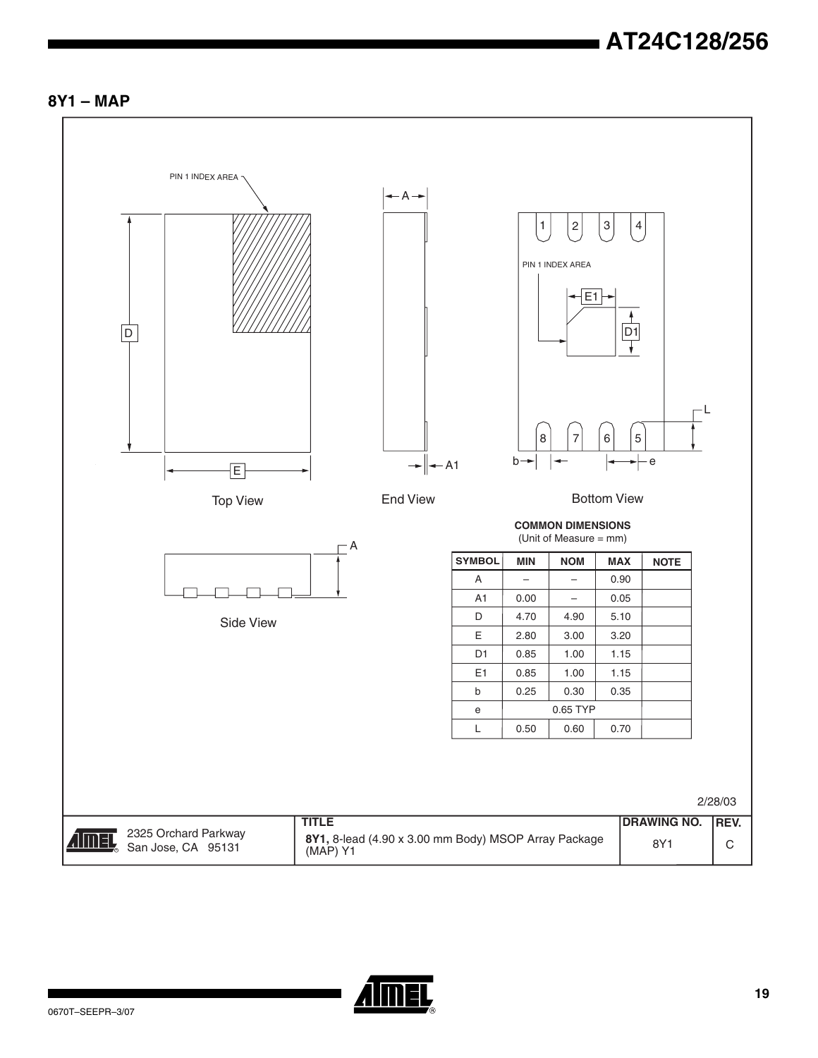## 8Y1 – MAP

PIN 1 INDEX AREA

Top View

End View

PIN 1 INDEX AREA

Bottom View

Side View

**COMMON DIMENSIONS**
(Unit of Measure = mm)

| SYMBOL | MIN | NOM | MAX | NOTE |
|---|---|---|---|---|
| A | – | – | 0.90 | |
| A1 | 0.00 | – | 0.05 | |
| D | 4.70 | 4.90 | 5.10 | |
| E | 2.80 | 3.00 | 3.20 | |
| D1 | 0.85 | 1.00 | 1.15 | |
| E1 | 0.85 | 1.00 | 1.15 | |
| b | 0.25 | 0.30 | 0.35 | |
| e | | 0.65 TYP | | |
| L | 0.50 | 0.60 | 0.70 | |

2/28/03

| | TITLE | DRAWING NO. | REV. |
|---|---|---|---|
| 2325 Orchard Parkway San Jose, CA 95131 | **8Y1,** 8-lead (4.90 x 3.00 mm Body) MSOP Array Package (MAP) Y1 | 8Y1 | C |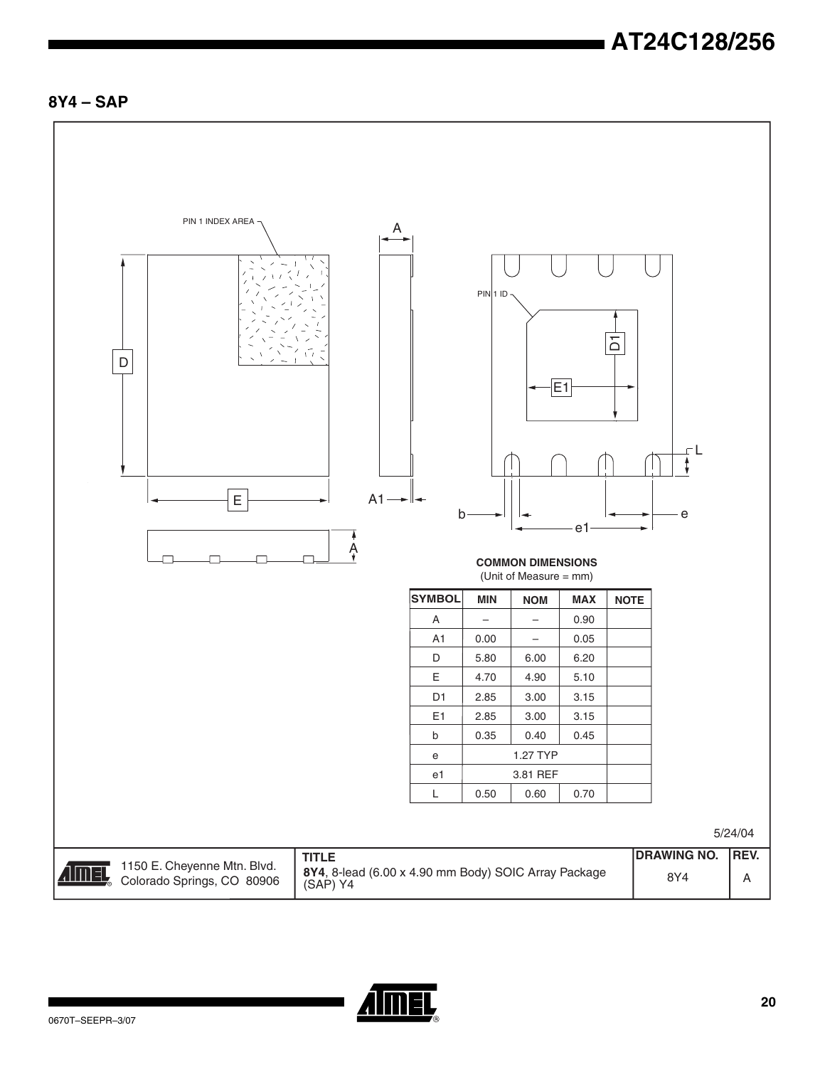## 8Y4 – SAP

PIN 1 INDEX AREA

PIN 1 ID

**COMMON DIMENSIONS**
(Unit of Measure = mm)

| SYMBOL | MIN | NOM | MAX | NOTE |
|---|---|---|---|---|
| A | – | – | 0.90 | |
| A1 | 0.00 | – | 0.05 | |
| D | 5.80 | 6.00 | 6.20 | |
| E | 4.70 | 4.90 | 5.10 | |
| D1 | 2.85 | 3.00 | 3.15 | |
| E1 | 2.85 | 3.00 | 3.15 | |
| b | 0.35 | 0.40 | 0.45 | |
| e | 1.27 TYP | | | |
| e1 | 3.81 REF | | | |
| L | 0.50 | 0.60 | 0.70 | |

5/24/04

| 1150 E. Cheyenne Mtn. Blvd. Colorado Springs, CO 80906 | TITLE **8Y4**, 8-lead (6.00 x 4.90 mm Body) SOIC Array Package (SAP) Y4 | DRAWING NO. 8Y4 | REV. A |
|---|---|---|---|

0670T–SEEPR–3/07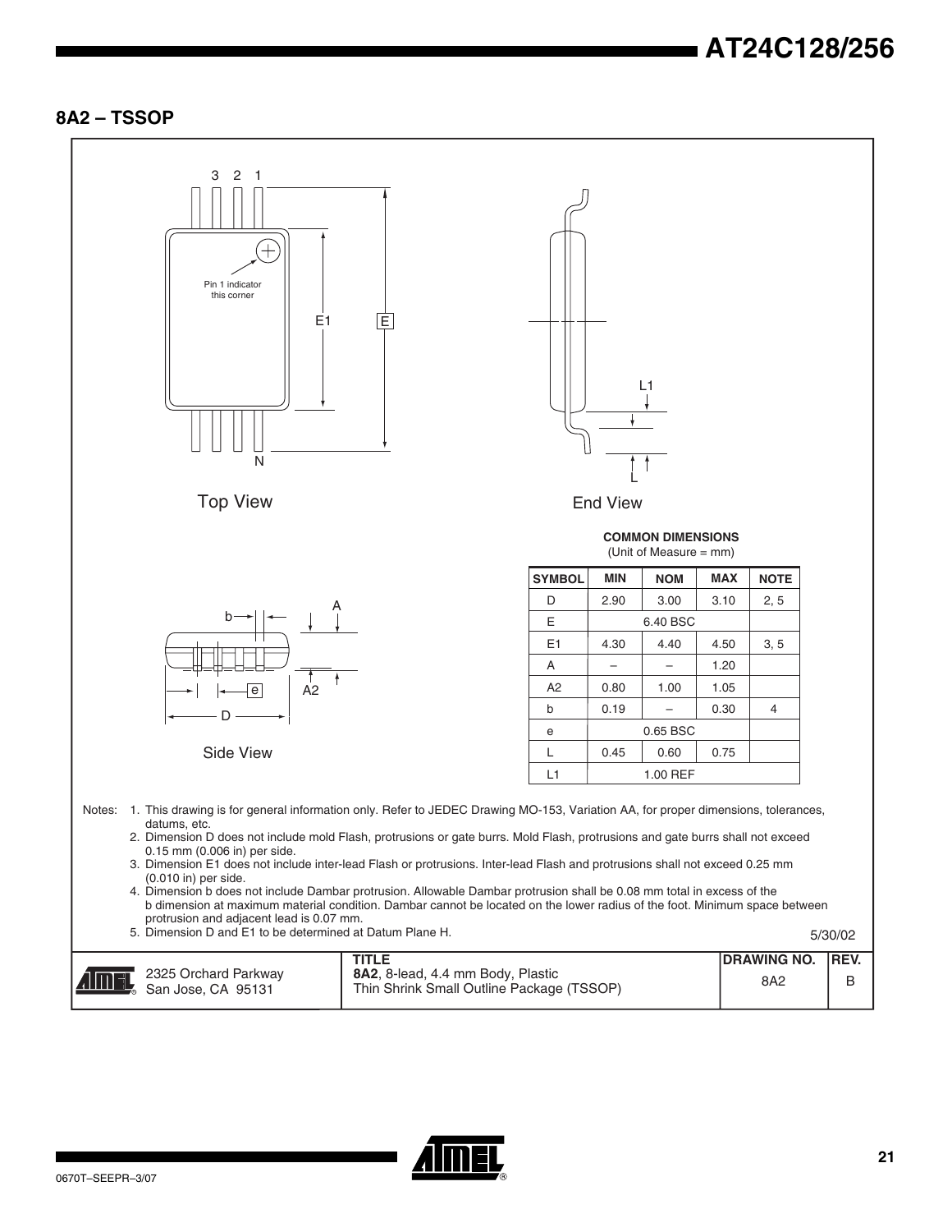## 8A2 – TSSOP

Top View

End View

Side View

**COMMON DIMENSIONS**
(Unit of Measure = mm)

| SYMBOL | MIN | NOM | MAX | NOTE |
|---|---|---|---|---|
| D | 2.90 | 3.00 | 3.10 | 2, 5 |
| E | | 6.40 BSC | | |
| E1 | 4.30 | 4.40 | 4.50 | 3, 5 |
| A | – | – | 1.20 | |
| A2 | 0.80 | 1.00 | 1.05 | |
| b | 0.19 | – | 0.30 | 4 |
| e | | 0.65 BSC | | |
| L | 0.45 | 0.60 | 0.75 | |
| L1 | | 1.00 REF | | |

Notes:
1. This drawing is for general information only. Refer to JEDEC Drawing MO-153, Variation AA, for proper dimensions, tolerances, datums, etc.
2. Dimension D does not include mold Flash, protrusions or gate burrs. Mold Flash, protrusions and gate burrs shall not exceed 0.15 mm (0.006 in) per side.
3. Dimension E1 does not include inter-lead Flash or protrusions. Inter-lead Flash and protrusions shall not exceed 0.25 mm (0.010 in) per side.
4. Dimension b does not include Dambar protrusion. Allowable Dambar protrusion shall be 0.08 mm total in excess of the b dimension at maximum material condition. Dambar cannot be located on the lower radius of the foot. Minimum space between protrusion and adjacent lead is 0.07 mm.
5. Dimension D and E1 to be determined at Datum Plane H.

5/30/02

| | TITLE | DRAWING NO. | REV. |
|---|---|---|---|
| 2325 Orchard Parkway San Jose, CA 95131 | **8A2**, 8-lead, 4.4 mm Body, Plastic Thin Shrink Small Outline Package (TSSOP) | 8A2 | B |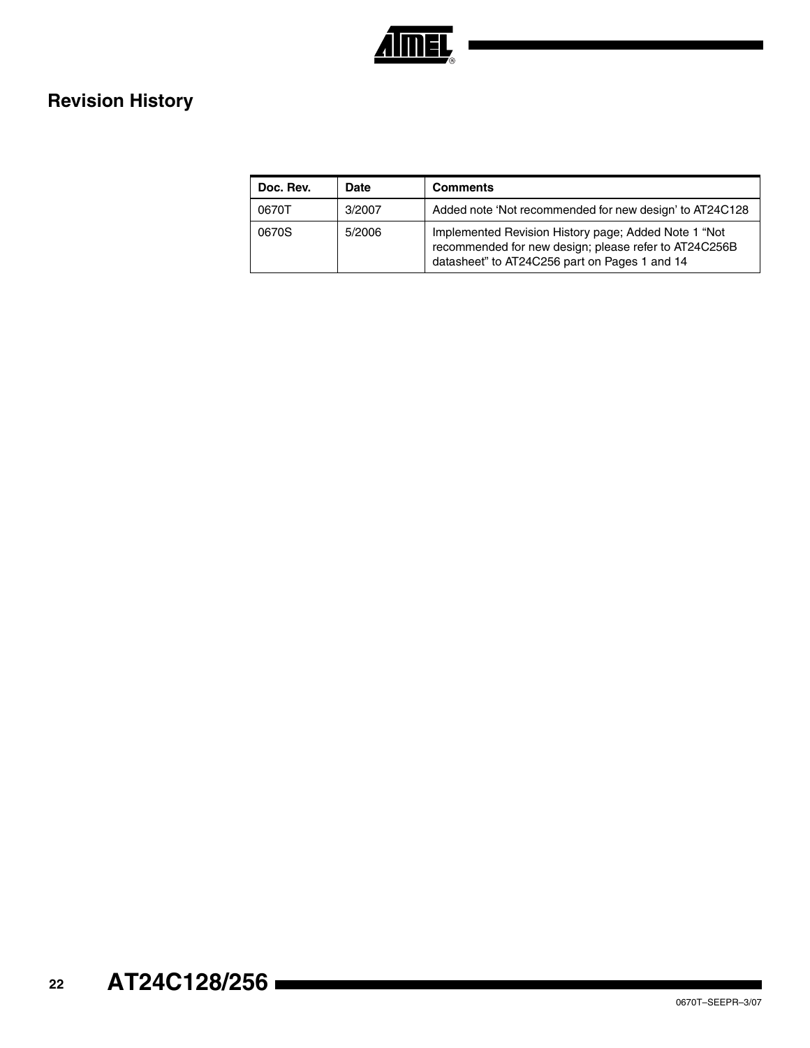## Revision History

| Doc. Rev. | Date | Comments |
| --- | --- | --- |
| 0670T | 3/2007 | Added note ‘Not recommended for new design’ to AT24C128 |
| 0670S | 5/2006 | Implemented Revision History page; Added Note 1 “Not recommended for new design; please refer to AT24C256B datasheet” to AT24C256 part on Pages 1 and 14 |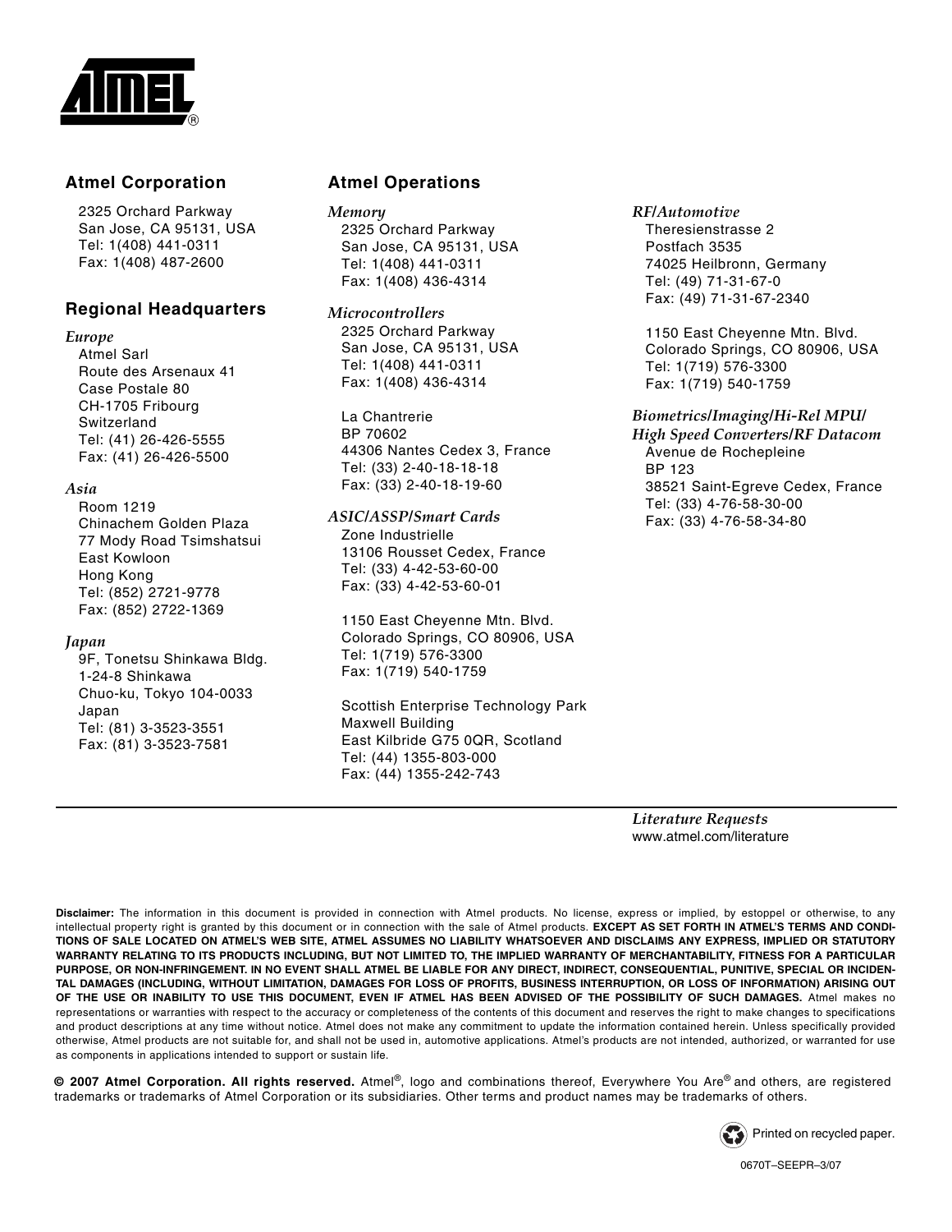## Atmel Corporation

2325 Orchard Parkway
San Jose, CA 95131, USA
Tel: 1(408) 441-0311
Fax: 1(408) 487-2600

## Regional Headquarters

*Europe*
Atmel Sarl
Route des Arsenaux 41
Case Postale 80
CH-1705 Fribourg
Switzerland
Tel: (41) 26-426-5555
Fax: (41) 26-426-5500

*Asia*
Room 1219
Chinachem Golden Plaza
77 Mody Road Tsimshatsui
East Kowloon
Hong Kong
Tel: (852) 2721-9778
Fax: (852) 2722-1369

*Japan*
9F, Tonetsu Shinkawa Bldg.
1-24-8 Shinkawa
Chuo-ku, Tokyo 104-0033
Japan
Tel: (81) 3-3523-3551
Fax: (81) 3-3523-7581

## Atmel Operations

*Memory*
2325 Orchard Parkway
San Jose, CA 95131, USA
Tel: 1(408) 441-0311
Fax: 1(408) 436-4314

*Microcontrollers*
2325 Orchard Parkway
San Jose, CA 95131, USA
Tel: 1(408) 441-0311
Fax: 1(408) 436-4314

La Chantrerie
BP 70602
44306 Nantes Cedex 3, France
Tel: (33) 2-40-18-18-18
Fax: (33) 2-40-18-19-60

*ASIC/ASSP/Smart Cards*
Zone Industrielle
13106 Rousset Cedex, France
Tel: (33) 4-42-53-60-00
Fax: (33) 4-42-53-60-01

1150 East Cheyenne Mtn. Blvd.
Colorado Springs, CO 80906, USA
Tel: 1(719) 576-3300
Fax: 1(719) 540-1759

Scottish Enterprise Technology Park
Maxwell Building
East Kilbride G75 0QR, Scotland
Tel: (44) 1355-803-000
Fax: (44) 1355-242-743

*RF/Automotive*
Theresienstrasse 2
Postfach 3535
74025 Heilbronn, Germany
Tel: (49) 71-31-67-0
Fax: (49) 71-31-67-2340

1150 East Cheyenne Mtn. Blvd.
Colorado Springs, CO 80906, USA
Tel: 1(719) 576-3300
Fax: 1(719) 540-1759

*Biometrics/Imaging/Hi-Rel MPU/ High Speed Converters/RF Datacom*
Avenue de Rochepleine
BP 123
38521 Saint-Egreve Cedex, France
Tel: (33) 4-76-58-30-00
Fax: (33) 4-76-58-34-80

*Literature Requests*
www.atmel.com/literature

**Disclaimer:** The information in this document is provided in connection with Atmel products. No license, express or implied, by estoppel or otherwise, to any intellectual property right is granted by this document or in connection with the sale of Atmel products. **EXCEPT AS SET FORTH IN ATMEL'S TERMS AND CONDITIONS OF SALE LOCATED ON ATMEL'S WEB SITE, ATMEL ASSUMES NO LIABILITY WHATSOEVER AND DISCLAIMS ANY EXPRESS, IMPLIED OR STATUTORY WARRANTY RELATING TO ITS PRODUCTS INCLUDING, BUT NOT LIMITED TO, THE IMPLIED WARRANTY OF MERCHANTABILITY, FITNESS FOR A PARTICULAR PURPOSE, OR NON-INFRINGEMENT. IN NO EVENT SHALL ATMEL BE LIABLE FOR ANY DIRECT, INDIRECT, CONSEQUENTIAL, PUNITIVE, SPECIAL OR INCIDENTAL DAMAGES (INCLUDING, WITHOUT LIMITATION, DAMAGES FOR LOSS OF PROFITS, BUSINESS INTERRUPTION, OR LOSS OF INFORMATION) ARISING OUT OF THE USE OR INABILITY TO USE THIS DOCUMENT, EVEN IF ATMEL HAS BEEN ADVISED OF THE POSSIBILITY OF SUCH DAMAGES.** Atmel makes no representations or warranties with respect to the accuracy or completeness of the contents of this document and reserves the right to make changes to specifications and product descriptions at any time without notice. Atmel does not make any commitment to update the information contained herein. Unless specifically provided otherwise, Atmel products are not suitable for, and shall not be used in, automotive applications. Atmel's products are not intended, authorized, or warranted for use as components in applications intended to support or sustain life.

**© 2007 Atmel Corporation. All rights reserved.** Atmel®, logo and combinations thereof, Everywhere You Are® and others, are registered trademarks or trademarks of Atmel Corporation or its subsidiaries. Other terms and product names may be trademarks of others.

Printed on recycled paper.

0670T–SEEPR–3/07